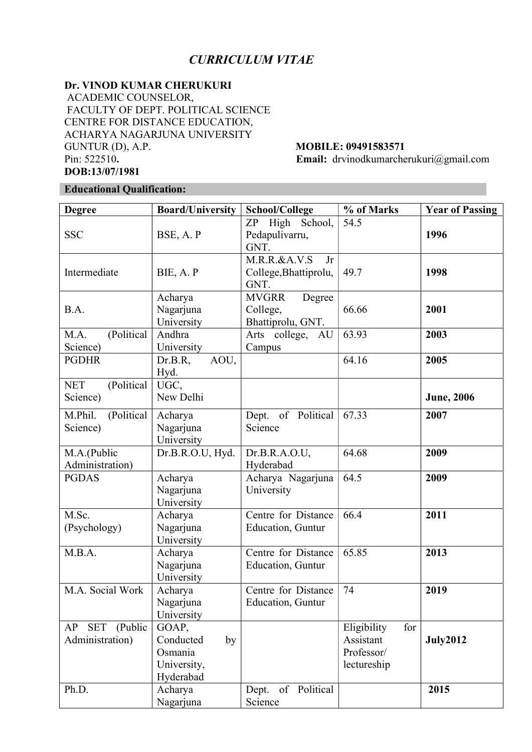# *CURRICULUM VITAE*

**Dr. VINOD KUMAR CHERUKURI**
ACADEMIC COUNSELOR,
FACULTY OF DEPT. POLITICAL SCIENCE
CENTRE FOR DISTANCE EDUCATION,
ACHARYA NAGARJUNA UNIVERSITY
GUNTUR (D), A.P.
Pin: 522510**.**
**DOB:13/07/1981**

**MOBILE: 09491583571**
**Email:** drvinodkumarcherukuri@gmail.com

**Educational Qualification:**

| Degree | Board/University | School/College | % of Marks | Year of Passing |
|---|---|---|---|---|
| SSC | BSE, A. P | ZP High School, Pedapulivarru, GNT. | 54.5 | **1996** |
| Intermediate | BIE, A. P | M.R.R.&A.V.S Jr College,Bhattiprolu, GNT. | 49.7 | **1998** |
| B.A. | Acharya Nagarjuna University | MVGRR Degree College, Bhattiprolu, GNT. | 66.66 | **2001** |
| M.A. (Political Science) | Andhra University | Arts college, AU Campus | 63.93 | **2003** |
| PGDHR | Dr.B.R, AOU, Hyd. | | 64.16 | **2005** |
| NET (Political Science) | UGC, New Delhi | | | **June, 2006** |
| M.Phil. (Political Science) | Acharya Nagarjuna University | Dept. of Political Science | 67.33 | **2007** |
| M.A.(Public Administration) | Dr.B.R.O.U, Hyd. | Dr.B.R.A.O.U, Hyderabad | 64.68 | **2009** |
| PGDAS | Acharya Nagarjuna University | Acharya Nagarjuna University | 64.5 | **2009** |
| M.Sc. (Psychology) | Acharya Nagarjuna University | Centre for Distance Education, Guntur | 66.4 | **2011** |
| M.B.A. | Acharya Nagarjuna University | Centre for Distance Education, Guntur | 65.85 | **2013** |
| M.A. Social Work | Acharya Nagarjuna University | Centre for Distance Education, Guntur | 74 | **2019** |
| AP SET (Public Administration) | GOAP, Conducted by Osmania University, Hyderabad | | Eligibility for Assistant Professor/ lectureship | **July2012** |
| Ph.D. | Acharya Nagarjuna | Dept. of Political Science | | **2015** |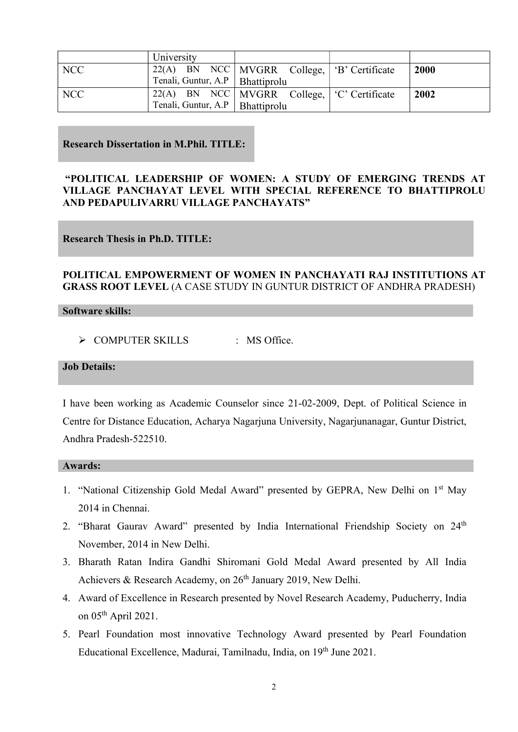|  | University |  |  |  |
| --- | --- | --- | --- | --- |
| NCC | 22(A) BN NCC Tenali, Guntur, A.P | MVGRR College, Bhattiprolu | 'B' Certificate | **2000** |
| NCC | 22(A) BN NCC Tenali, Guntur, A.P | MVGRR College, Bhattiprolu | 'C' Certificate | **2002** |

**Research Dissertation in M.Phil. TITLE:**

**"POLITICAL LEADERSHIP OF WOMEN: A STUDY OF EMERGING TRENDS AT VILLAGE PANCHAYAT LEVEL WITH SPECIAL REFERENCE TO BHATTIPROLU AND PEDAPULIVARRU VILLAGE PANCHAYATS"**

**Research Thesis in Ph.D. TITLE:**

**POLITICAL EMPOWERMENT OF WOMEN IN PANCHAYATI RAJ INSTITUTIONS AT GRASS ROOT LEVEL** (A CASE STUDY IN GUNTUR DISTRICT OF ANDHRA PRADESH)

**Software skills:**

- COMPUTER SKILLS : MS Office.

**Job Details:**

I have been working as Academic Counselor since 21-02-2009, Dept. of Political Science in Centre for Distance Education, Acharya Nagarjuna University, Nagarjunanagar, Guntur District, Andhra Pradesh-522510.

**Awards:**

1. "National Citizenship Gold Medal Award" presented by GEPRA, New Delhi on 1st May 2014 in Chennai.
2. "Bharat Gaurav Award" presented by India International Friendship Society on 24th November, 2014 in New Delhi.
3. Bharath Ratan Indira Gandhi Shiromani Gold Medal Award presented by All India Achievers & Research Academy, on 26th January 2019, New Delhi.
4. Award of Excellence in Research presented by Novel Research Academy, Puducherry, India on 05th April 2021.
5. Pearl Foundation most innovative Technology Award presented by Pearl Foundation Educational Excellence, Madurai, Tamilnadu, India, on 19th June 2021.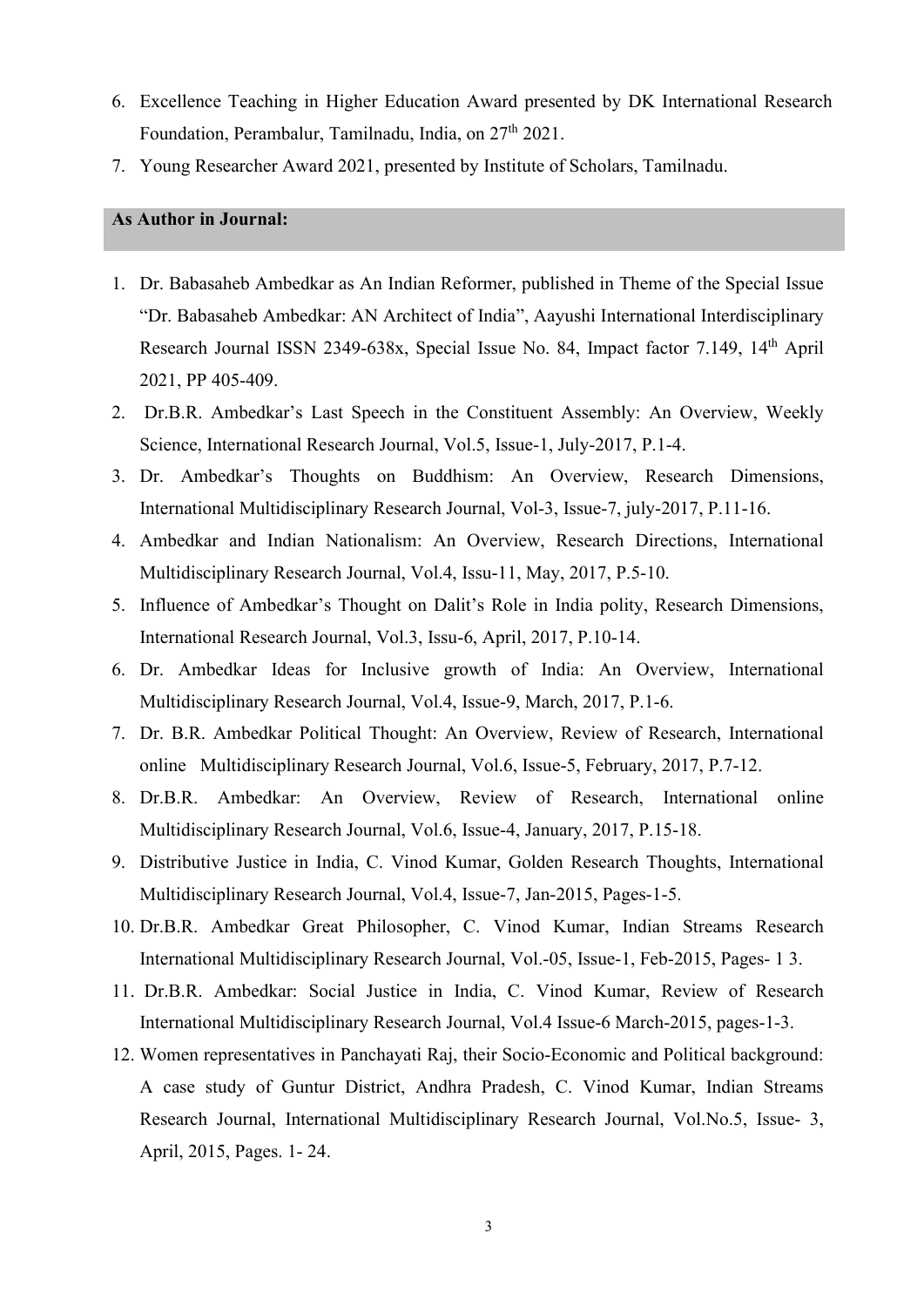6. Excellence Teaching in Higher Education Award presented by DK International Research Foundation, Perambalur, Tamilnadu, India, on 27th 2021.
7. Young Researcher Award 2021, presented by Institute of Scholars, Tamilnadu.

## As Author in Journal:

1. Dr. Babasaheb Ambedkar as An Indian Reformer, published in Theme of the Special Issue "Dr. Babasaheb Ambedkar: AN Architect of India", Aayushi International Interdisciplinary Research Journal ISSN 2349-638x, Special Issue No. 84, Impact factor 7.149, 14th April 2021, PP 405-409.
2. Dr.B.R. Ambedkar's Last Speech in the Constituent Assembly: An Overview, Weekly Science, International Research Journal, Vol.5, Issue-1, July-2017, P.1-4.
3. Dr. Ambedkar's Thoughts on Buddhism: An Overview, Research Dimensions, International Multidisciplinary Research Journal, Vol-3, Issue-7, july-2017, P.11-16.
4. Ambedkar and Indian Nationalism: An Overview, Research Directions, International Multidisciplinary Research Journal, Vol.4, Issu-11, May, 2017, P.5-10.
5. Influence of Ambedkar's Thought on Dalit's Role in India polity, Research Dimensions, International Research Journal, Vol.3, Issu-6, April, 2017, P.10-14.
6. Dr. Ambedkar Ideas for Inclusive growth of India: An Overview, International Multidisciplinary Research Journal, Vol.4, Issue-9, March, 2017, P.1-6.
7. Dr. B.R. Ambedkar Political Thought: An Overview, Review of Research, International online Multidisciplinary Research Journal, Vol.6, Issue-5, February, 2017, P.7-12.
8. Dr.B.R. Ambedkar: An Overview, Review of Research, International online Multidisciplinary Research Journal, Vol.6, Issue-4, January, 2017, P.15-18.
9. Distributive Justice in India, C. Vinod Kumar, Golden Research Thoughts, International Multidisciplinary Research Journal, Vol.4, Issue-7, Jan-2015, Pages-1-5.
10. Dr.B.R. Ambedkar Great Philosopher, C. Vinod Kumar, Indian Streams Research International Multidisciplinary Research Journal, Vol.-05, Issue-1, Feb-2015, Pages- 1 3.
11. Dr.B.R. Ambedkar: Social Justice in India, C. Vinod Kumar, Review of Research International Multidisciplinary Research Journal, Vol.4 Issue-6 March-2015, pages-1-3.
12. Women representatives in Panchayati Raj, their Socio-Economic and Political background: A case study of Guntur District, Andhra Pradesh, C. Vinod Kumar, Indian Streams Research Journal, International Multidisciplinary Research Journal, Vol.No.5, Issue- 3, April, 2015, Pages. 1- 24.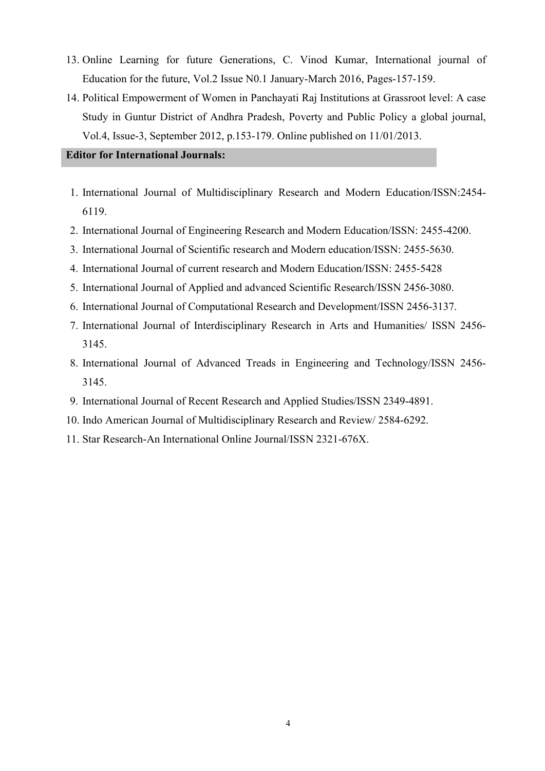13. Online Learning for future Generations, C. Vinod Kumar, International journal of Education for the future, Vol.2 Issue N0.1 January-March 2016, Pages-157-159.
14. Political Empowerment of Women in Panchayati Raj Institutions at Grassroot level: A case Study in Guntur District of Andhra Pradesh, Poverty and Public Policy a global journal, Vol.4, Issue-3, September 2012, p.153-179. Online published on 11/01/2013.

**Editor for International Journals:**

1. International Journal of Multidisciplinary Research and Modern Education/ISSN:2454-6119.
2. International Journal of Engineering Research and Modern Education/ISSN: 2455-4200.
3. International Journal of Scientific research and Modern education/ISSN: 2455-5630.
4. International Journal of current research and Modern Education/ISSN: 2455-5428
5. International Journal of Applied and advanced Scientific Research/ISSN 2456-3080.
6. International Journal of Computational Research and Development/ISSN 2456-3137.
7. International Journal of Interdisciplinary Research in Arts and Humanities/ ISSN 2456-3145.
8. International Journal of Advanced Treads in Engineering and Technology/ISSN 2456-3145.
9. International Journal of Recent Research and Applied Studies/ISSN 2349-4891.
10. Indo American Journal of Multidisciplinary Research and Review/ 2584-6292.
11. Star Research-An International Online Journal/ISSN 2321-676X.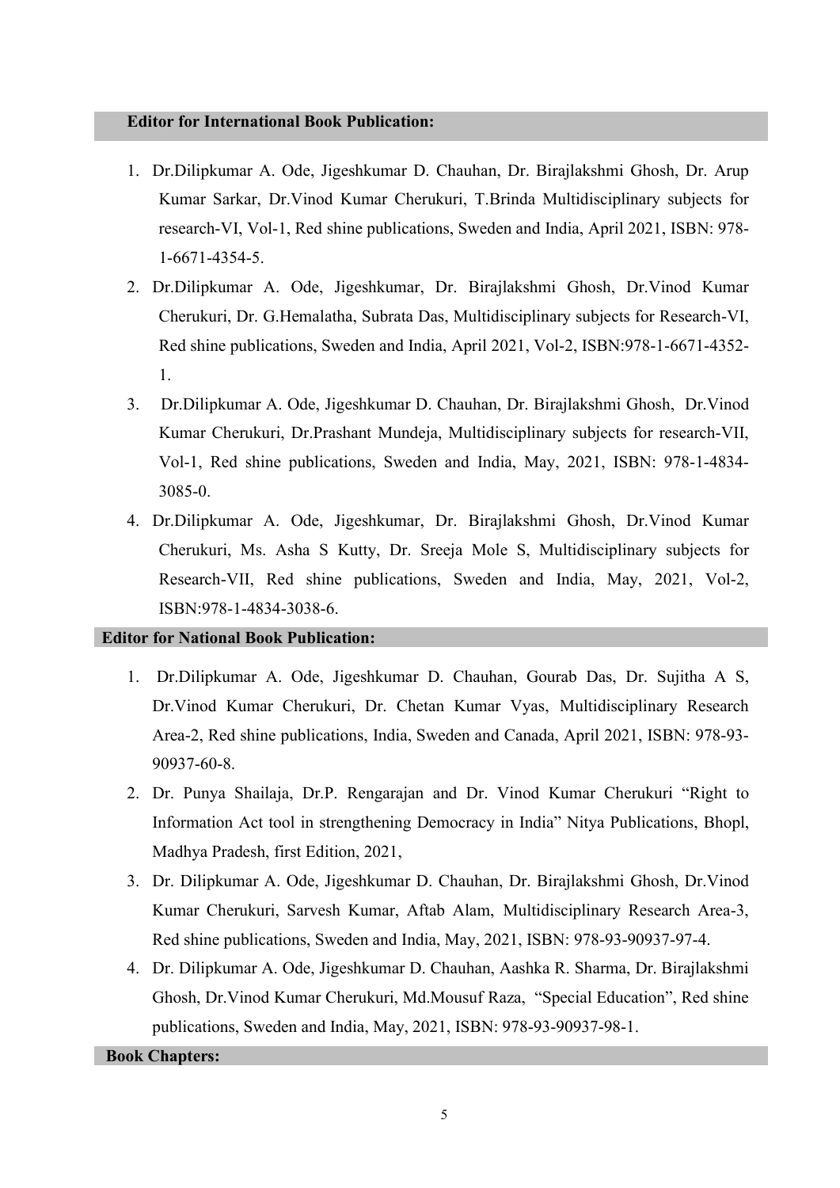**Editor for International Book Publication:**

1. Dr.Dilipkumar A. Ode, Jigeshkumar D. Chauhan, Dr. Birajlakshmi Ghosh, Dr. Arup Kumar Sarkar, Dr.Vinod Kumar Cherukuri, T.Brinda Multidisciplinary subjects for research-VI, Vol-1, Red shine publications, Sweden and India, April 2021, ISBN: 978-1-6671-4354-5.
2. Dr.Dilipkumar A. Ode, Jigeshkumar, Dr. Birajlakshmi Ghosh, Dr.Vinod Kumar Cherukuri, Dr. G.Hemalatha, Subrata Das, Multidisciplinary subjects for Research-VI, Red shine publications, Sweden and India, April 2021, Vol-2, ISBN:978-1-6671-4352-1.
3. Dr.Dilipkumar A. Ode, Jigeshkumar D. Chauhan, Dr. Birajlakshmi Ghosh, Dr.Vinod Kumar Cherukuri, Dr.Prashant Mundeja, Multidisciplinary subjects for research-VII, Vol-1, Red shine publications, Sweden and India, May, 2021, ISBN: 978-1-4834-3085-0.
4. Dr.Dilipkumar A. Ode, Jigeshkumar, Dr. Birajlakshmi Ghosh, Dr.Vinod Kumar Cherukuri, Ms. Asha S Kutty, Dr. Sreeja Mole S, Multidisciplinary subjects for Research-VII, Red shine publications, Sweden and India, May, 2021, Vol-2, ISBN:978-1-4834-3038-6.

**Editor for National Book Publication:**

1. Dr.Dilipkumar A. Ode, Jigeshkumar D. Chauhan, Gourab Das, Dr. Sujitha A S, Dr.Vinod Kumar Cherukuri, Dr. Chetan Kumar Vyas, Multidisciplinary Research Area-2, Red shine publications, India, Sweden and Canada, April 2021, ISBN: 978-93-90937-60-8.
2. Dr. Punya Shailaja, Dr.P. Rengarajan and Dr. Vinod Kumar Cherukuri "Right to Information Act tool in strengthening Democracy in India" Nitya Publications, Bhopl, Madhya Pradesh, first Edition, 2021,
3. Dr. Dilipkumar A. Ode, Jigeshkumar D. Chauhan, Dr. Birajlakshmi Ghosh, Dr.Vinod Kumar Cherukuri, Sarvesh Kumar, Aftab Alam, Multidisciplinary Research Area-3, Red shine publications, Sweden and India, May, 2021, ISBN: 978-93-90937-97-4.
4. Dr. Dilipkumar A. Ode, Jigeshkumar D. Chauhan, Aashka R. Sharma, Dr. Birajlakshmi Ghosh, Dr.Vinod Kumar Cherukuri, Md.Mousuf Raza, "Special Education", Red shine publications, Sweden and India, May, 2021, ISBN: 978-93-90937-98-1.

**Book Chapters:**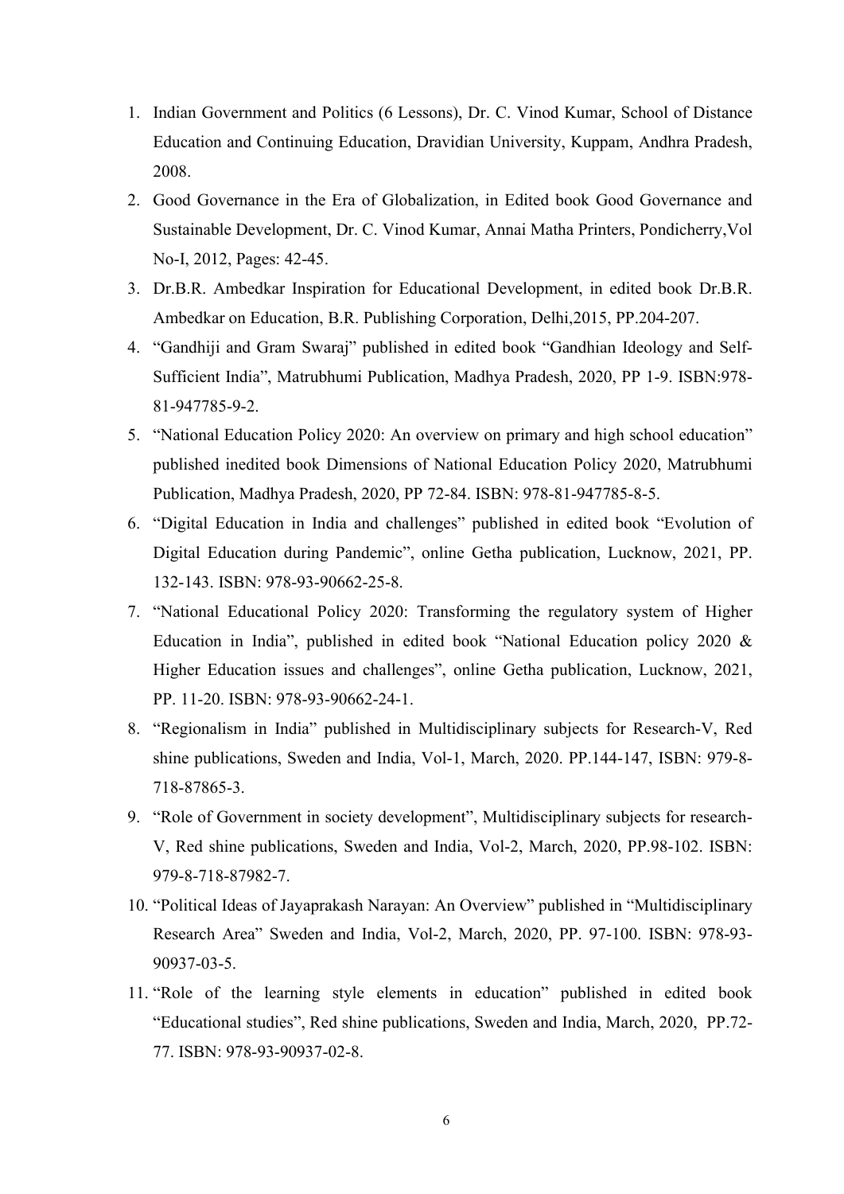1. Indian Government and Politics (6 Lessons), Dr. C. Vinod Kumar, School of Distance Education and Continuing Education, Dravidian University, Kuppam, Andhra Pradesh, 2008.
2. Good Governance in the Era of Globalization, in Edited book Good Governance and Sustainable Development, Dr. C. Vinod Kumar, Annai Matha Printers, Pondicherry,Vol No-I, 2012, Pages: 42-45.
3. Dr.B.R. Ambedkar Inspiration for Educational Development, in edited book Dr.B.R. Ambedkar on Education, B.R. Publishing Corporation, Delhi,2015, PP.204-207.
4. "Gandhiji and Gram Swaraj" published in edited book "Gandhian Ideology and Self-Sufficient India", Matrubhumi Publication, Madhya Pradesh, 2020, PP 1-9. ISBN:978-81-947785-9-2.
5. "National Education Policy 2020: An overview on primary and high school education" published inedited book Dimensions of National Education Policy 2020, Matrubhumi Publication, Madhya Pradesh, 2020, PP 72-84. ISBN: 978-81-947785-8-5.
6. "Digital Education in India and challenges" published in edited book "Evolution of Digital Education during Pandemic", online Getha publication, Lucknow, 2021, PP. 132-143. ISBN: 978-93-90662-25-8.
7. "National Educational Policy 2020: Transforming the regulatory system of Higher Education in India", published in edited book "National Education policy 2020 & Higher Education issues and challenges", online Getha publication, Lucknow, 2021, PP. 11-20. ISBN: 978-93-90662-24-1.
8. "Regionalism in India" published in Multidisciplinary subjects for Research-V, Red shine publications, Sweden and India, Vol-1, March, 2020. PP.144-147, ISBN: 979-8-718-87865-3.
9. "Role of Government in society development", Multidisciplinary subjects for research-V, Red shine publications, Sweden and India, Vol-2, March, 2020, PP.98-102. ISBN: 979-8-718-87982-7.
10. "Political Ideas of Jayaprakash Narayan: An Overview" published in "Multidisciplinary Research Area" Sweden and India, Vol-2, March, 2020, PP. 97-100. ISBN: 978-93-90937-03-5.
11. "Role of the learning style elements in education" published in edited book "Educational studies", Red shine publications, Sweden and India, March, 2020, PP.72-77. ISBN: 978-93-90937-02-8.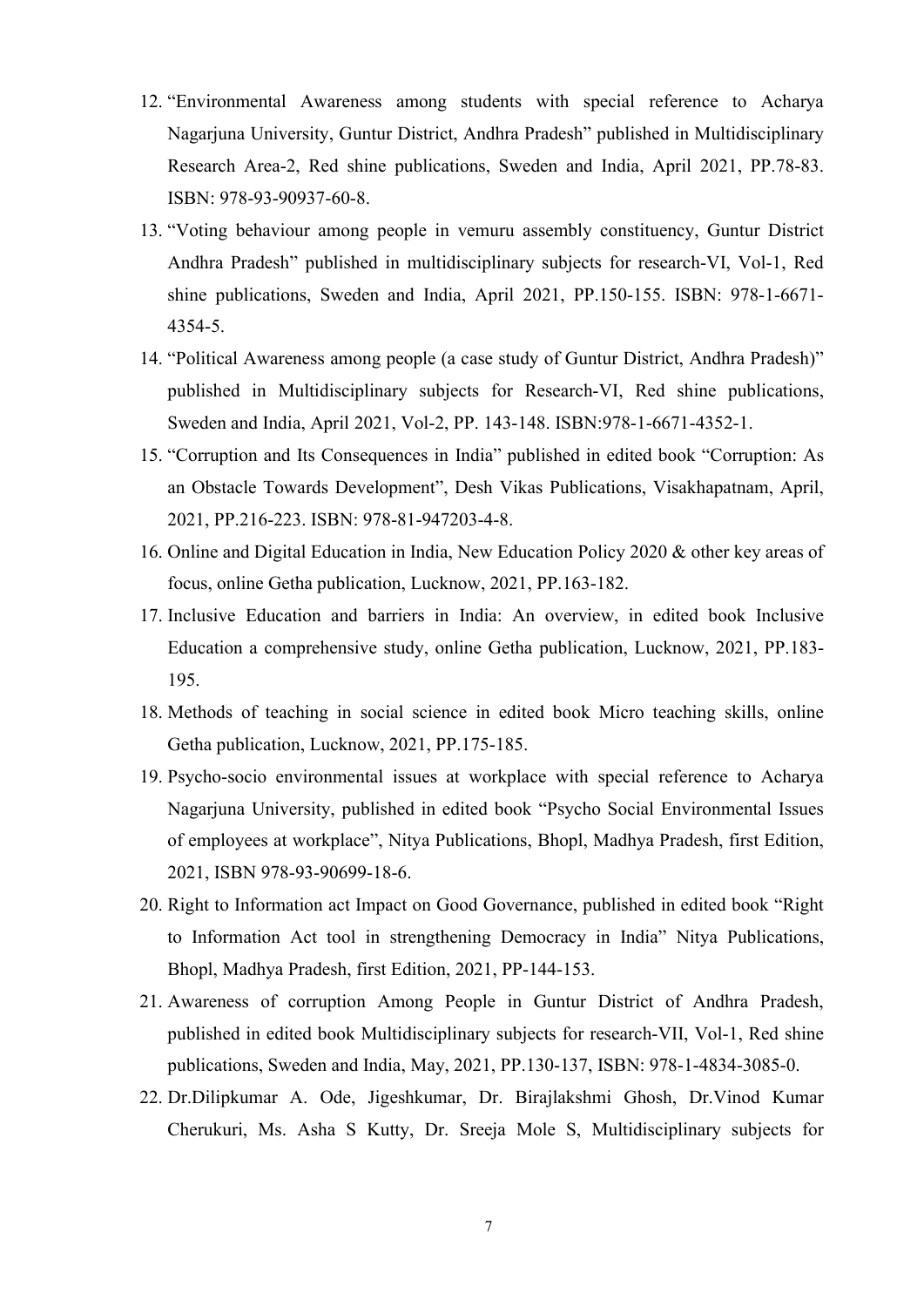12. "Environmental Awareness among students with special reference to Acharya Nagarjuna University, Guntur District, Andhra Pradesh" published in Multidisciplinary Research Area-2, Red shine publications, Sweden and India, April 2021, PP.78-83. ISBN: 978-93-90937-60-8.
13. "Voting behaviour among people in vemuru assembly constituency, Guntur District Andhra Pradesh" published in multidisciplinary subjects for research-VI, Vol-1, Red shine publications, Sweden and India, April 2021, PP.150-155. ISBN: 978-1-6671-4354-5.
14. "Political Awareness among people (a case study of Guntur District, Andhra Pradesh)" published in Multidisciplinary subjects for Research-VI, Red shine publications, Sweden and India, April 2021, Vol-2, PP. 143-148. ISBN:978-1-6671-4352-1.
15. "Corruption and Its Consequences in India" published in edited book "Corruption: As an Obstacle Towards Development", Desh Vikas Publications, Visakhapatnam, April, 2021, PP.216-223. ISBN: 978-81-947203-4-8.
16. Online and Digital Education in India, New Education Policy 2020 & other key areas of focus, online Getha publication, Lucknow, 2021, PP.163-182.
17. Inclusive Education and barriers in India: An overview, in edited book Inclusive Education a comprehensive study, online Getha publication, Lucknow, 2021, PP.183-195.
18. Methods of teaching in social science in edited book Micro teaching skills, online Getha publication, Lucknow, 2021, PP.175-185.
19. Psycho-socio environmental issues at workplace with special reference to Acharya Nagarjuna University, published in edited book "Psycho Social Environmental Issues of employees at workplace", Nitya Publications, Bhopl, Madhya Pradesh, first Edition, 2021, ISBN 978-93-90699-18-6.
20. Right to Information act Impact on Good Governance, published in edited book "Right to Information Act tool in strengthening Democracy in India" Nitya Publications, Bhopl, Madhya Pradesh, first Edition, 2021, PP-144-153.
21. Awareness of corruption Among People in Guntur District of Andhra Pradesh, published in edited book Multidisciplinary subjects for research-VII, Vol-1, Red shine publications, Sweden and India, May, 2021, PP.130-137, ISBN: 978-1-4834-3085-0.
22. Dr.Dilipkumar A. Ode, Jigeshkumar, Dr. Birajlakshmi Ghosh, Dr.Vinod Kumar Cherukuri, Ms. Asha S Kutty, Dr. Sreeja Mole S, Multidisciplinary subjects for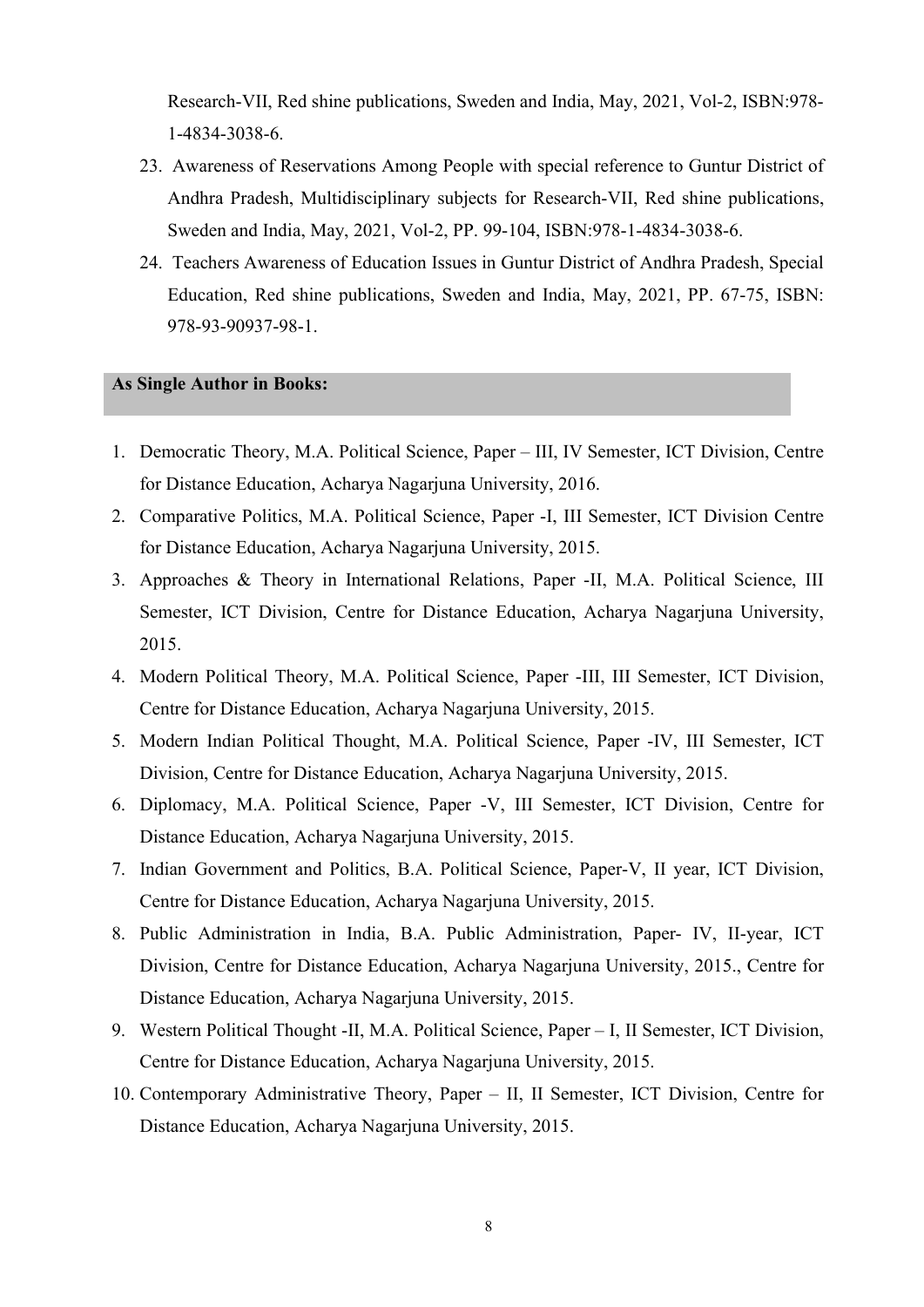Research-VII, Red shine publications, Sweden and India, May, 2021, Vol-2, ISBN:978-1-4834-3038-6.

23. Awareness of Reservations Among People with special reference to Guntur District of Andhra Pradesh, Multidisciplinary subjects for Research-VII, Red shine publications, Sweden and India, May, 2021, Vol-2, PP. 99-104, ISBN:978-1-4834-3038-6.
24. Teachers Awareness of Education Issues in Guntur District of Andhra Pradesh, Special Education, Red shine publications, Sweden and India, May, 2021, PP. 67-75, ISBN: 978-93-90937-98-1.

## As Single Author in Books:

1. Democratic Theory, M.A. Political Science, Paper – III, IV Semester, ICT Division, Centre for Distance Education, Acharya Nagarjuna University, 2016.
2. Comparative Politics, M.A. Political Science, Paper -I, III Semester, ICT Division Centre for Distance Education, Acharya Nagarjuna University, 2015.
3. Approaches & Theory in International Relations, Paper -II, M.A. Political Science, III Semester, ICT Division, Centre for Distance Education, Acharya Nagarjuna University, 2015.
4. Modern Political Theory, M.A. Political Science, Paper -III, III Semester, ICT Division, Centre for Distance Education, Acharya Nagarjuna University, 2015.
5. Modern Indian Political Thought, M.A. Political Science, Paper -IV, III Semester, ICT Division, Centre for Distance Education, Acharya Nagarjuna University, 2015.
6. Diplomacy, M.A. Political Science, Paper -V, III Semester, ICT Division, Centre for Distance Education, Acharya Nagarjuna University, 2015.
7. Indian Government and Politics, B.A. Political Science, Paper-V, II year, ICT Division, Centre for Distance Education, Acharya Nagarjuna University, 2015.
8. Public Administration in India, B.A. Public Administration, Paper- IV, II-year, ICT Division, Centre for Distance Education, Acharya Nagarjuna University, 2015., Centre for Distance Education, Acharya Nagarjuna University, 2015.
9. Western Political Thought -II, M.A. Political Science, Paper – I, II Semester, ICT Division, Centre for Distance Education, Acharya Nagarjuna University, 2015.
10. Contemporary Administrative Theory, Paper – II, II Semester, ICT Division, Centre for Distance Education, Acharya Nagarjuna University, 2015.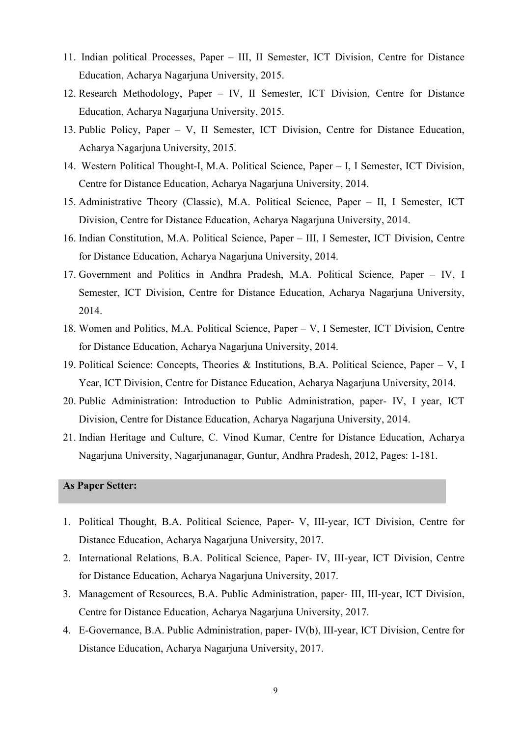11. Indian political Processes, Paper – III, II Semester, ICT Division, Centre for Distance Education, Acharya Nagarjuna University, 2015.
12. Research Methodology, Paper – IV, II Semester, ICT Division, Centre for Distance Education, Acharya Nagarjuna University, 2015.
13. Public Policy, Paper – V, II Semester, ICT Division, Centre for Distance Education, Acharya Nagarjuna University, 2015.
14. Western Political Thought-I, M.A. Political Science, Paper – I, I Semester, ICT Division, Centre for Distance Education, Acharya Nagarjuna University, 2014.
15. Administrative Theory (Classic), M.A. Political Science, Paper – II, I Semester, ICT Division, Centre for Distance Education, Acharya Nagarjuna University, 2014.
16. Indian Constitution, M.A. Political Science, Paper – III, I Semester, ICT Division, Centre for Distance Education, Acharya Nagarjuna University, 2014.
17. Government and Politics in Andhra Pradesh, M.A. Political Science, Paper – IV, I Semester, ICT Division, Centre for Distance Education, Acharya Nagarjuna University, 2014.
18. Women and Politics, M.A. Political Science, Paper – V, I Semester, ICT Division, Centre for Distance Education, Acharya Nagarjuna University, 2014.
19. Political Science: Concepts, Theories & Institutions, B.A. Political Science, Paper – V, I Year, ICT Division, Centre for Distance Education, Acharya Nagarjuna University, 2014.
20. Public Administration: Introduction to Public Administration, paper- IV, I year, ICT Division, Centre for Distance Education, Acharya Nagarjuna University, 2014.
21. Indian Heritage and Culture, C. Vinod Kumar, Centre for Distance Education, Acharya Nagarjuna University, Nagarjunanagar, Guntur, Andhra Pradesh, 2012, Pages: 1-181.

**As Paper Setter:**

1. Political Thought, B.A. Political Science, Paper- V, III-year, ICT Division, Centre for Distance Education, Acharya Nagarjuna University, 2017.
2. International Relations, B.A. Political Science, Paper- IV, III-year, ICT Division, Centre for Distance Education, Acharya Nagarjuna University, 2017.
3. Management of Resources, B.A. Public Administration, paper- III, III-year, ICT Division, Centre for Distance Education, Acharya Nagarjuna University, 2017.
4. E-Governance, B.A. Public Administration, paper- IV(b), III-year, ICT Division, Centre for Distance Education, Acharya Nagarjuna University, 2017.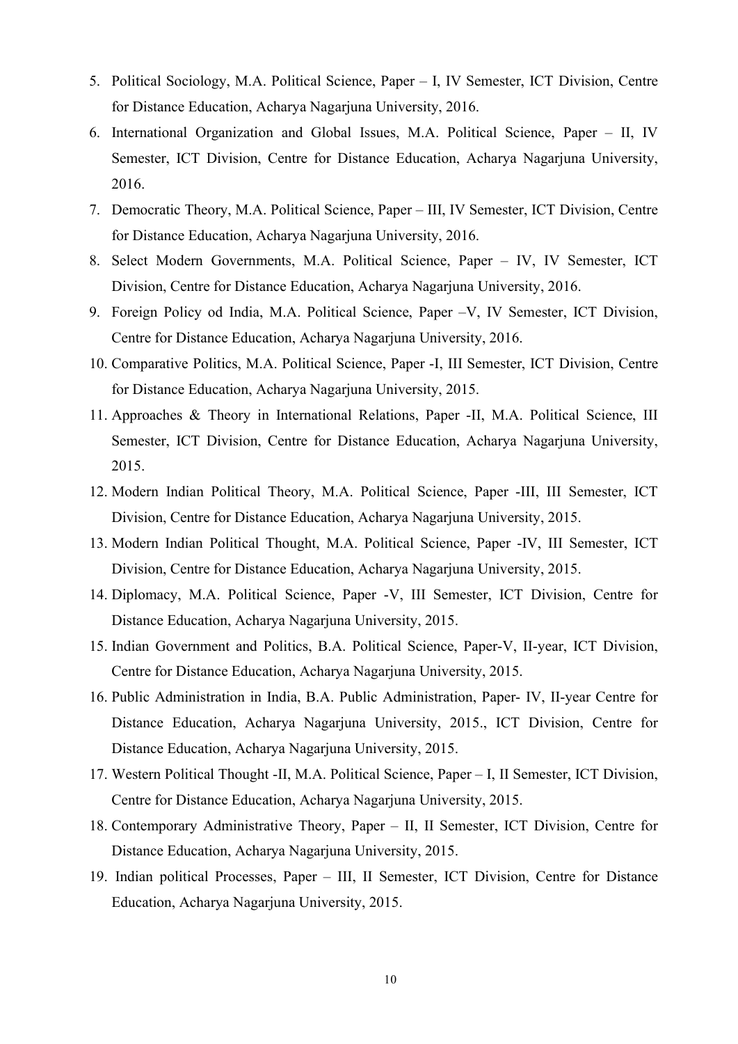5. Political Sociology, M.A. Political Science, Paper – I, IV Semester, ICT Division, Centre for Distance Education, Acharya Nagarjuna University, 2016.
6. International Organization and Global Issues, M.A. Political Science, Paper – II, IV Semester, ICT Division, Centre for Distance Education, Acharya Nagarjuna University, 2016.
7. Democratic Theory, M.A. Political Science, Paper – III, IV Semester, ICT Division, Centre for Distance Education, Acharya Nagarjuna University, 2016.
8. Select Modern Governments, M.A. Political Science, Paper – IV, IV Semester, ICT Division, Centre for Distance Education, Acharya Nagarjuna University, 2016.
9. Foreign Policy od India, M.A. Political Science, Paper –V, IV Semester, ICT Division, Centre for Distance Education, Acharya Nagarjuna University, 2016.
10. Comparative Politics, M.A. Political Science, Paper -I, III Semester, ICT Division, Centre for Distance Education, Acharya Nagarjuna University, 2015.
11. Approaches & Theory in International Relations, Paper -II, M.A. Political Science, III Semester, ICT Division, Centre for Distance Education, Acharya Nagarjuna University, 2015.
12. Modern Indian Political Theory, M.A. Political Science, Paper -III, III Semester, ICT Division, Centre for Distance Education, Acharya Nagarjuna University, 2015.
13. Modern Indian Political Thought, M.A. Political Science, Paper -IV, III Semester, ICT Division, Centre for Distance Education, Acharya Nagarjuna University, 2015.
14. Diplomacy, M.A. Political Science, Paper -V, III Semester, ICT Division, Centre for Distance Education, Acharya Nagarjuna University, 2015.
15. Indian Government and Politics, B.A. Political Science, Paper-V, II-year, ICT Division, Centre for Distance Education, Acharya Nagarjuna University, 2015.
16. Public Administration in India, B.A. Public Administration, Paper- IV, II-year Centre for Distance Education, Acharya Nagarjuna University, 2015., ICT Division, Centre for Distance Education, Acharya Nagarjuna University, 2015.
17. Western Political Thought -II, M.A. Political Science, Paper – I, II Semester, ICT Division, Centre for Distance Education, Acharya Nagarjuna University, 2015.
18. Contemporary Administrative Theory, Paper – II, II Semester, ICT Division, Centre for Distance Education, Acharya Nagarjuna University, 2015.
19. Indian political Processes, Paper – III, II Semester, ICT Division, Centre for Distance Education, Acharya Nagarjuna University, 2015.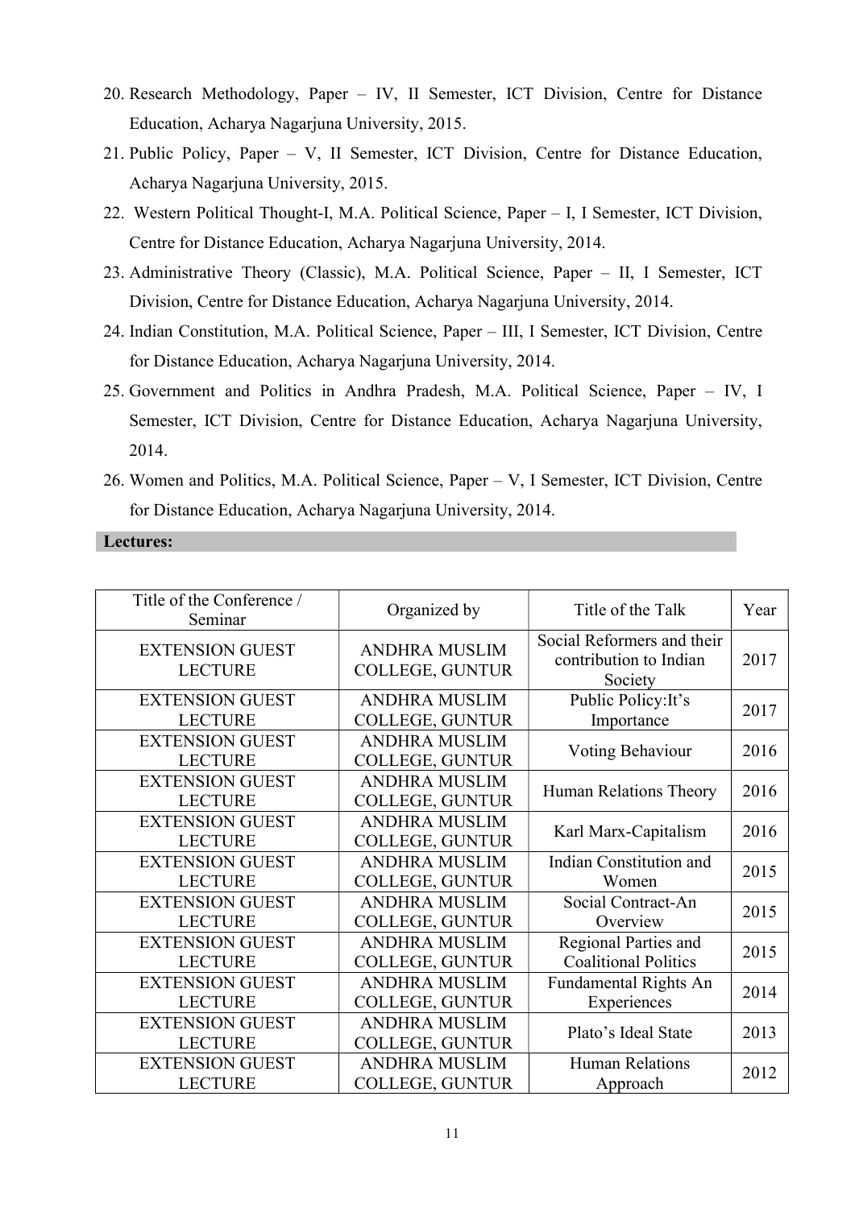20. Research Methodology, Paper – IV, II Semester, ICT Division, Centre for Distance Education, Acharya Nagarjuna University, 2015.
21. Public Policy, Paper – V, II Semester, ICT Division, Centre for Distance Education, Acharya Nagarjuna University, 2015.
22. Western Political Thought-I, M.A. Political Science, Paper – I, I Semester, ICT Division, Centre for Distance Education, Acharya Nagarjuna University, 2014.
23. Administrative Theory (Classic), M.A. Political Science, Paper – II, I Semester, ICT Division, Centre for Distance Education, Acharya Nagarjuna University, 2014.
24. Indian Constitution, M.A. Political Science, Paper – III, I Semester, ICT Division, Centre for Distance Education, Acharya Nagarjuna University, 2014.
25. Government and Politics in Andhra Pradesh, M.A. Political Science, Paper – IV, I Semester, ICT Division, Centre for Distance Education, Acharya Nagarjuna University, 2014.
26. Women and Politics, M.A. Political Science, Paper – V, I Semester, ICT Division, Centre for Distance Education, Acharya Nagarjuna University, 2014.

**Lectures:**

| Title of the Conference / Seminar | Organized by | Title of the Talk | Year |
|---|---|---|---|
| EXTENSION GUEST LECTURE | ANDHRA MUSLIM COLLEGE, GUNTUR | Social Reformers and their contribution to Indian Society | 2017 |
| EXTENSION GUEST LECTURE | ANDHRA MUSLIM COLLEGE, GUNTUR | Public Policy:It's Importance | 2017 |
| EXTENSION GUEST LECTURE | ANDHRA MUSLIM COLLEGE, GUNTUR | Voting Behaviour | 2016 |
| EXTENSION GUEST LECTURE | ANDHRA MUSLIM COLLEGE, GUNTUR | Human Relations Theory | 2016 |
| EXTENSION GUEST LECTURE | ANDHRA MUSLIM COLLEGE, GUNTUR | Karl Marx-Capitalism | 2016 |
| EXTENSION GUEST LECTURE | ANDHRA MUSLIM COLLEGE, GUNTUR | Indian Constitution and Women | 2015 |
| EXTENSION GUEST LECTURE | ANDHRA MUSLIM COLLEGE, GUNTUR | Social Contract-An Overview | 2015 |
| EXTENSION GUEST LECTURE | ANDHRA MUSLIM COLLEGE, GUNTUR | Regional Parties and Coalitional Politics | 2015 |
| EXTENSION GUEST LECTURE | ANDHRA MUSLIM COLLEGE, GUNTUR | Fundamental Rights An Experiences | 2014 |
| EXTENSION GUEST LECTURE | ANDHRA MUSLIM COLLEGE, GUNTUR | Plato's Ideal State | 2013 |
| EXTENSION GUEST LECTURE | ANDHRA MUSLIM COLLEGE, GUNTUR | Human Relations Approach | 2012 |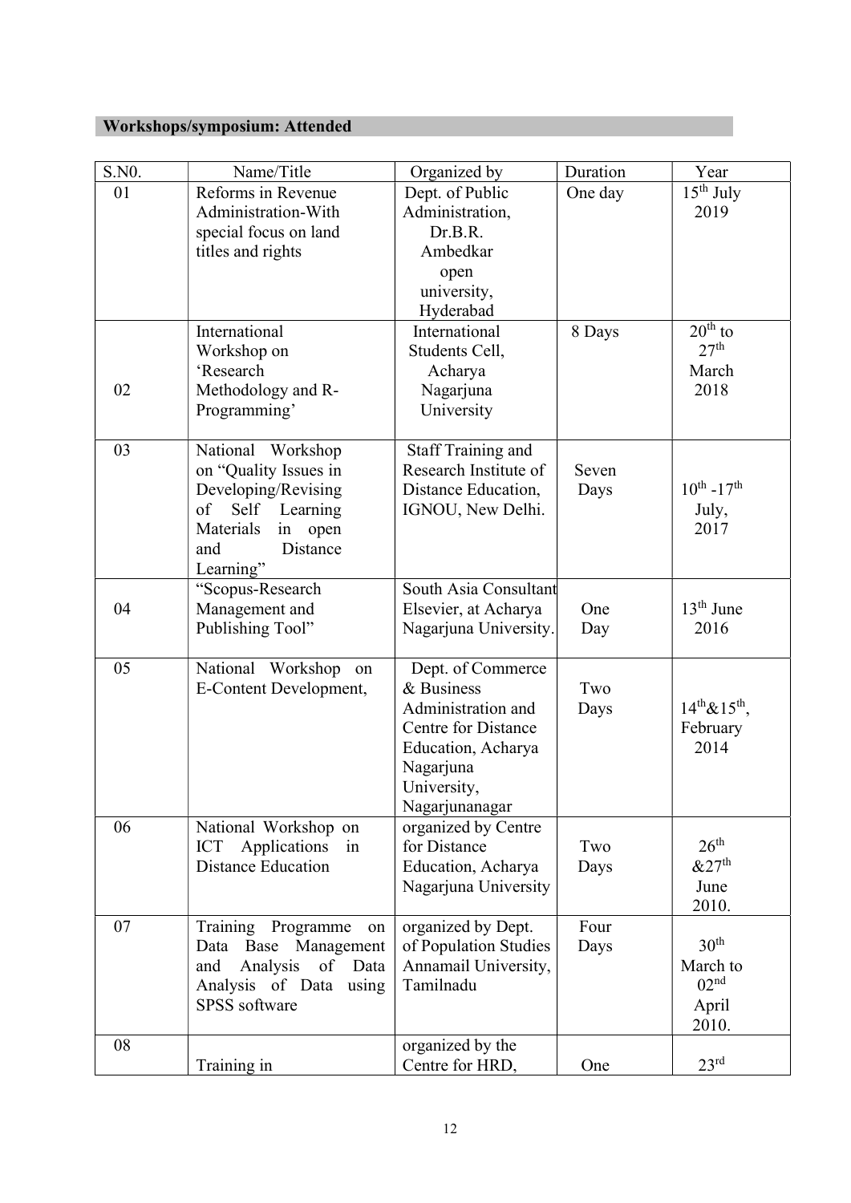**Workshops/symposium: Attended**

| S.N0. | Name/Title | Organized by | Duration | Year |
|---|---|---|---|---|
| 01 | Reforms in Revenue Administration-With special focus on land titles and rights | Dept. of Public Administration, Dr.B.R. Ambedkar open university, Hyderabad | One day | 15th July 2019 |
| 02 | International Workshop on 'Research Methodology and R-Programming' | International Students Cell, Acharya Nagarjuna University | 8 Days | 20th to 27th March 2018 |
| 03 | National Workshop on "Quality Issues in Developing/Revising of Self Learning Materials in open and Distance Learning" | Staff Training and Research Institute of Distance Education, IGNOU, New Delhi. | Seven Days | 10th -17th July, 2017 |
| 04 | "Scopus-Research Management and Publishing Tool" | South Asia Consultant Elsevier, at Acharya Nagarjuna University. | One Day | 13th June 2016 |
| 05 | National Workshop on E-Content Development, | Dept. of Commerce & Business Administration and Centre for Distance Education, Acharya Nagarjuna University, Nagarjunanagar | Two Days | 14th&15th, February 2014 |
| 06 | National Workshop on ICT Applications in Distance Education | organized by Centre for Distance Education, Acharya Nagarjuna University | Two Days | 26th &27th June 2010. |
| 07 | Training Programme on Data Base Management and Analysis of Data Analysis of Data using SPSS software | organized by Dept. of Population Studies Annamail University, Tamilnadu | Four Days | 30th March to 02nd April 2010. |
| 08 | Training in | organized by the Centre for HRD, | One | 23rd |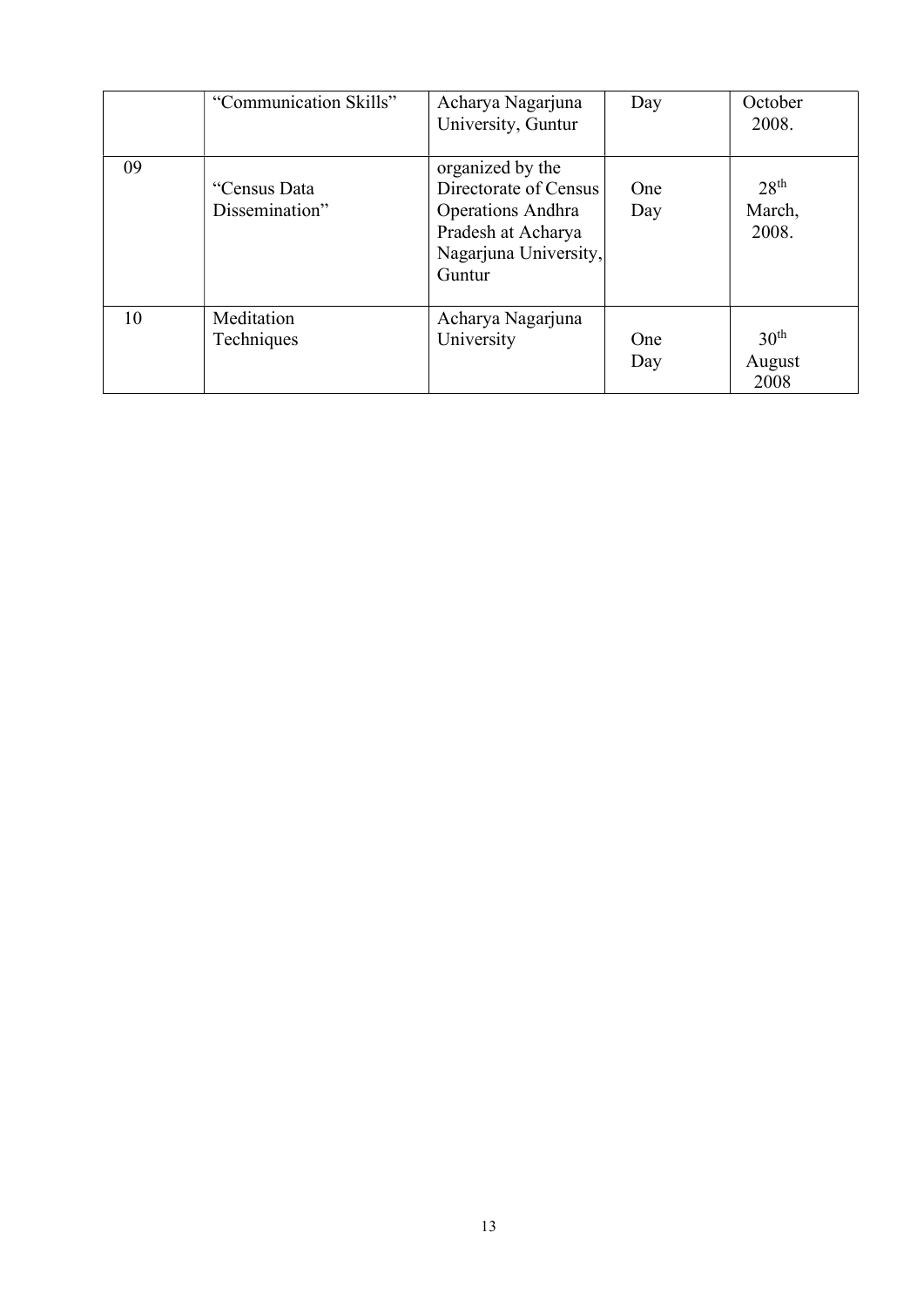|  | "Communication Skills" | Acharya Nagarjuna University, Guntur | Day | October 2008. |
|---|---|---|---|---|
| 09 | "Census Data Dissemination" | organized by the Directorate of Census Operations Andhra Pradesh at Acharya Nagarjuna University, Guntur | One Day | 28th March, 2008. |
| 10 | Meditation Techniques | Acharya Nagarjuna University | One Day | 30th August 2008 |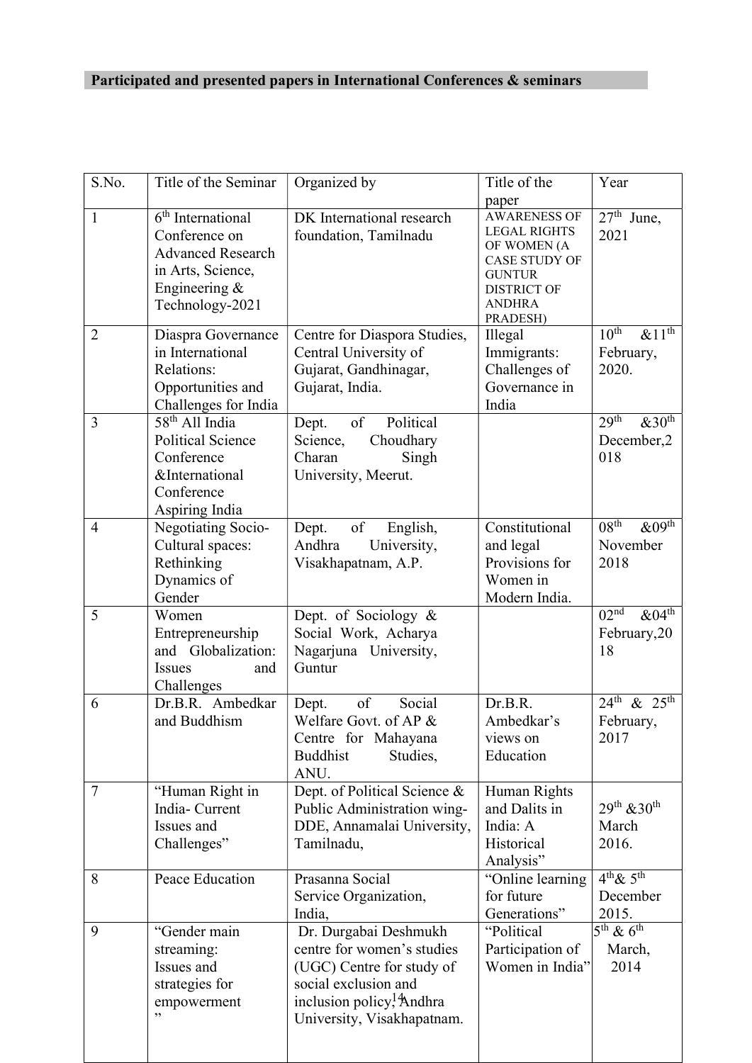**Participated and presented papers in International Conferences & seminars**

| S.No. | Title of the Seminar | Organized by | Title of the paper | Year |
|---|---|---|---|---|
| 1 | 6th International Conference on Advanced Research in Arts, Science, Engineering & Technology-2021 | DK International research foundation, Tamilnadu | AWARENESS OF LEGAL RIGHTS OF WOMEN (A CASE STUDY OF GUNTUR DISTRICT OF ANDHRA PRADESH) | 27th June, 2021 |
| 2 | Diaspra Governance in International Relations: Opportunities and Challenges for India | Centre for Diaspora Studies, Central University of Gujarat, Gandhinagar, Gujarat, India. | Illegal Immigrants: Challenges of Governance in India | 10th &11th February, 2020. |
| 3 | 58th All India Political Science Conference &International Conference Aspiring India | Dept. of Political Science, Choudhary Charan Singh University, Meerut. | | 29th &30th December,2018 |
| 4 | Negotiating Socio-Cultural spaces: Rethinking Dynamics of Gender | Dept. of English, Andhra University, Visakhapatnam, A.P. | Constitutional and legal Provisions for Women in Modern India. | 08th &09th November 2018 |
| 5 | Women Entrepreneurship and Globalization: Issues and Challenges | Dept. of Sociology & Social Work, Acharya Nagarjuna University, Guntur | | 02nd &04th February,2018 |
| 6 | Dr.B.R. Ambedkar and Buddhism | Dept. of Social Welfare Govt. of AP & Centre for Mahayana Buddhist Studies, ANU. | Dr.B.R. Ambedkar's views on Education | 24th & 25th February, 2017 |
| 7 | "Human Right in India- Current Issues and Challenges" | Dept. of Political Science & Public Administration wing- DDE, Annamalai University, Tamilnadu, | Human Rights and Dalits in India: A Historical Analysis" | 29th &30th March 2016. |
| 8 | Peace Education | Prasanna Social Service Organization, India, | "Online learning for future Generations" | 4th& 5th December 2015. |
| 9 | "Gender main streaming: Issues and strategies for empowerment" | Dr. Durgabai Deshmukh centre for women's studies (UGC) Centre for study of social exclusion and inclusion policy, Andhra University, Visakhapatnam. | "Political Participation of Women in India" | 5th & 6th March, 2014 |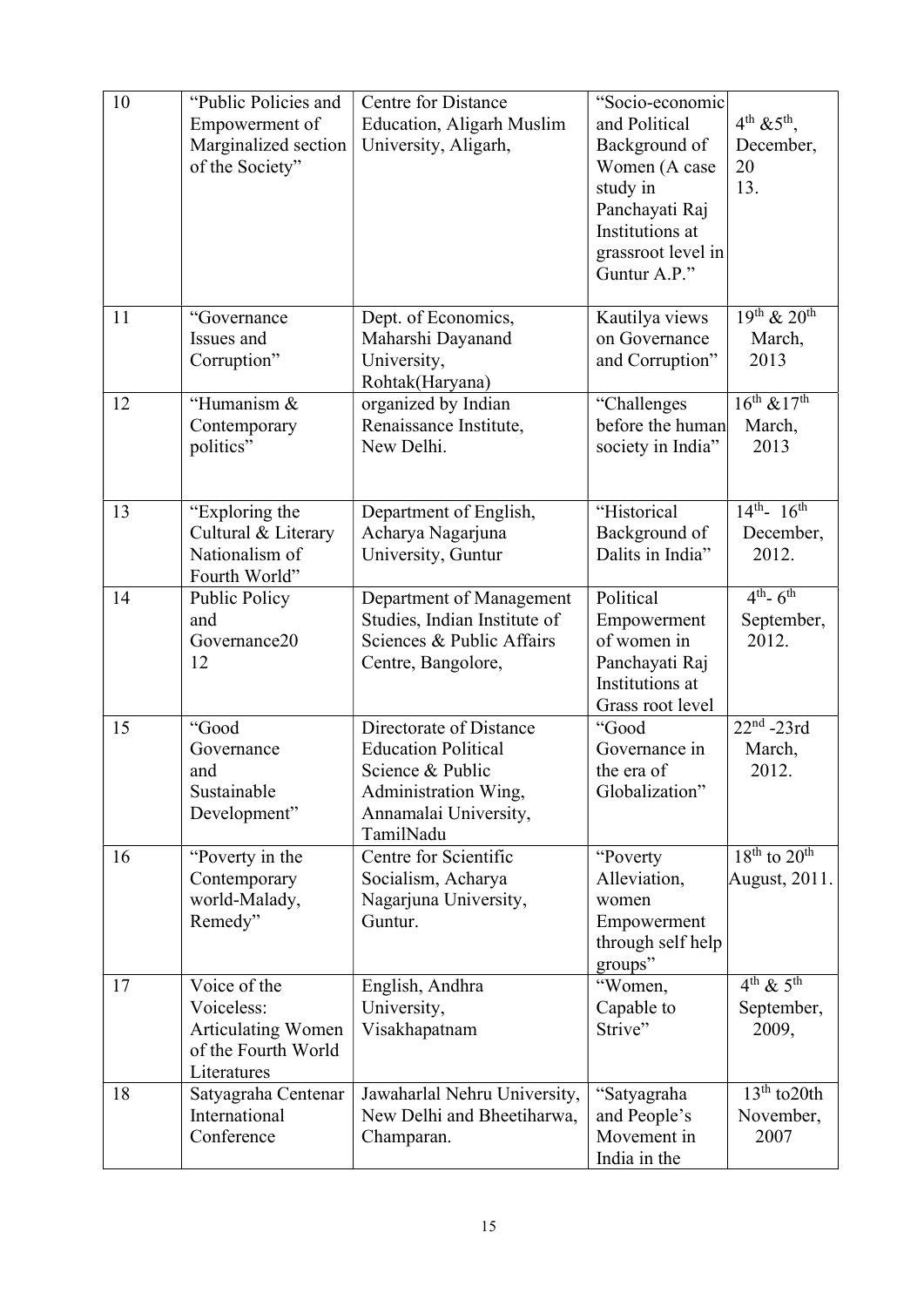| 10 | "Public Policies and Empowerment of Marginalized section of the Society" | Centre for Distance Education, Aligarh Muslim University, Aligarh, | "Socio-economic and Political Background of Women (A case study in Panchayati Raj Institutions at grassroot level in Guntur A.P." | 4th &5th, December, 20 13. |
|---|---|---|---|---|
| 11 | "Governance Issues and Corruption" | Dept. of Economics, Maharshi Dayanand University, Rohtak(Haryana) | Kautilya views on Governance and Corruption" | 19th & 20th March, 2013 |
| 12 | "Humanism & Contemporary politics" | organized by Indian Renaissance Institute, New Delhi. | "Challenges before the human society in India" | 16th &17th March, 2013 |
| 13 | "Exploring the Cultural & Literary Nationalism of Fourth World" | Department of English, Acharya Nagarjuna University, Guntur | "Historical Background of Dalits in India" | 14th- 16th December, 2012. |
| 14 | Public Policy and Governance20 12 | Department of Management Studies, Indian Institute of Sciences & Public Affairs Centre, Bangolore, | Political Empowerment of women in Panchayati Raj Institutions at Grass root level | 4th- 6th September, 2012. |
| 15 | "Good Governance and Sustainable Development" | Directorate of Distance Education Political Science & Public Administration Wing, Annamalai University, TamilNadu | "Good Governance in the era of Globalization" | 22nd -23rd March, 2012. |
| 16 | "Poverty in the Contemporary world-Malady, Remedy" | Centre for Scientific Socialism, Acharya Nagarjuna University, Guntur. | "Poverty Alleviation, women Empowerment through self help groups" | 18th to 20th August, 2011. |
| 17 | Voice of the Voiceless: Articulating Women of the Fourth World Literatures | English, Andhra University, Visakhapatnam | "Women, Capable to Strive" | 4th & 5th September, 2009, |
| 18 | Satyagraha Centenar International Conference | Jawaharlal Nehru University, New Delhi and Bheetiharwa, Champaran. | "Satyagraha and People's Movement in India in the | 13th to20th November, 2007 |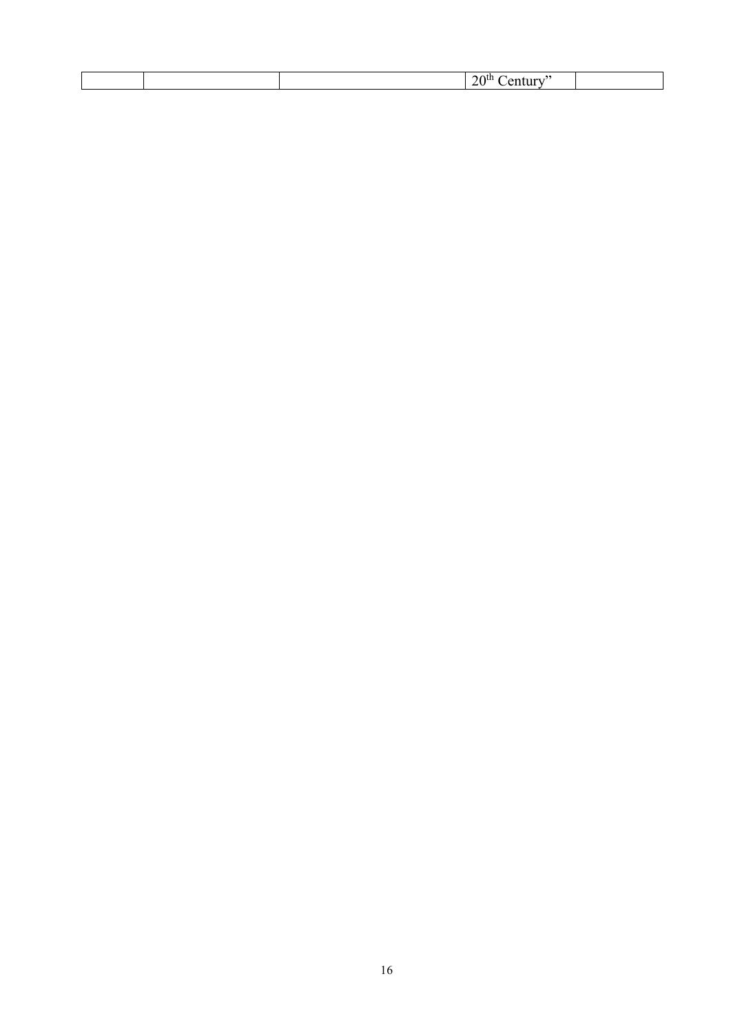| | | | | |
|---|---|---|---|---|
| | | | 20th Century" | |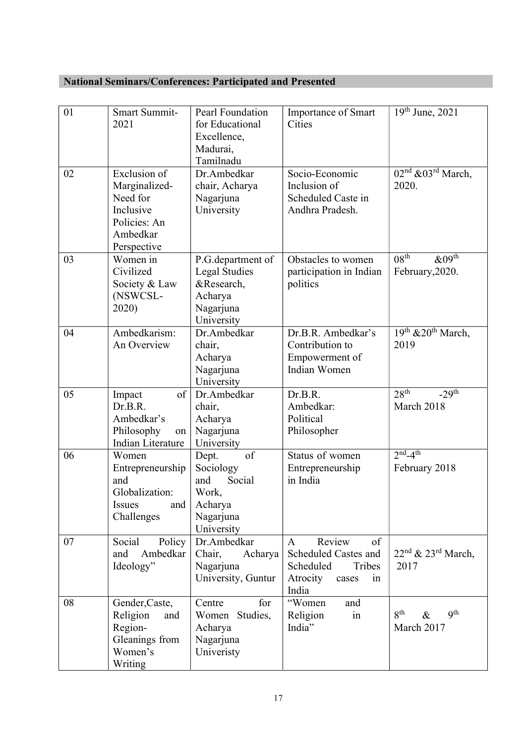## National Seminars/Conferences: Participated and Presented

| | | | | |
|---|---|---|---|---|
| 01 | Smart Summit-2021 | Pearl Foundation for Educational Excellence, Madurai, Tamilnadu | Importance of Smart Cities | 19th June, 2021 |
| 02 | Exclusion of Marginalized- Need for Inclusive Policies: An Ambedkar Perspective | Dr.Ambedkar chair, Acharya Nagarjuna University | Socio-Economic Inclusion of Scheduled Caste in Andhra Pradesh. | 02nd &03rd March, 2020. |
| 03 | Women in Civilized Society & Law (NSWCSL-2020) | P.G.department of Legal Studies &Research, Acharya Nagarjuna University | Obstacles to women participation in Indian politics | 08th &09th February,2020. |
| 04 | Ambedkarism: An Overview | Dr.Ambedkar chair, Acharya Nagarjuna University | Dr.B.R. Ambedkar's Contribution to Empowerment of Indian Women | 19th &20th March, 2019 |
| 05 | Impact of Dr.B.R. Ambedkar's Philosophy on Indian Literature | Dr.Ambedkar chair, Acharya Nagarjuna University | Dr.B.R. Ambedkar: Political Philosopher | 28th -29th March 2018 |
| 06 | Women Entrepreneurship and Globalization: Issues and Challenges | Dept. of Sociology and Social Work, Acharya Nagarjuna University | Status of women Entrepreneurship in India | 2nd-4th February 2018 |
| 07 | Social Policy and Ambedkar Ideology" | Dr.Ambedkar Chair, Acharya Nagarjuna University, Guntur | A Review of Scheduled Castes and Scheduled Tribes Atrocity cases in India | 22nd & 23rd March, 2017 |
| 08 | Gender,Caste, Religion and Region- Gleanings from Women's Writing | Centre for Women Studies, Acharya Nagarjuna Univeristy | "Women and Religion in India" | 8th & 9th March 2017 |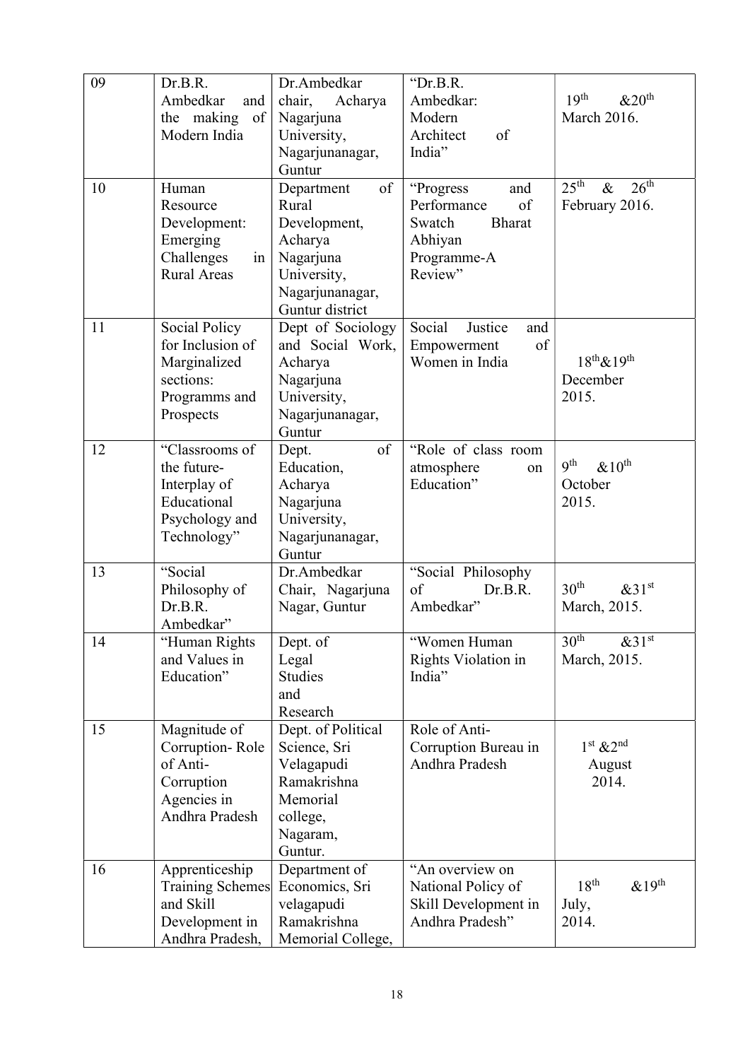| 09 | Dr.B.R. Ambedkar and the making of Modern India | Dr.Ambedkar chair, Acharya Nagarjuna University, Nagarjunanagar, Guntur | "Dr.B.R. Ambedkar: Modern Architect of India" | 19th &20th March 2016. |
|---|---|---|---|---|
| 10 | Human Resource Development: Emerging Challenges in Rural Areas | Department of Rural Development, Acharya Nagarjuna University, Nagarjunanagar, Guntur district | "Progress and Performance of Swatch Bharat Abhiyan Programme-A Review" | 25th & 26th February 2016. |
| 11 | Social Policy for Inclusion of Marginalized sections: Programms and Prospects | Dept of Sociology and Social Work, Acharya Nagarjuna University, Nagarjunanagar, Guntur | Social Justice and Empowerment of Women in India | 18th&19th December 2015. |
| 12 | "Classrooms of the future- Interplay of Educational Psychology and Technology" | Dept. of Education, Acharya Nagarjuna University, Nagarjunanagar, Guntur | "Role of class room atmosphere on Education" | 9th &10th October 2015. |
| 13 | "Social Philosophy of Dr.B.R. Ambedkar" | Dr.Ambedkar Chair, Nagarjuna Nagar, Guntur | "Social Philosophy of Dr.B.R. Ambedkar" | 30th &31st March, 2015. |
| 14 | "Human Rights and Values in Education" | Dept. of Legal Studies and Research | "Women Human Rights Violation in India" | 30th &31st March, 2015. |
| 15 | Magnitude of Corruption- Role of Anti-Corruption Agencies in Andhra Pradesh | Dept. of Political Science, Sri Velagapudi Ramakrishna Memorial college, Nagaram, Guntur. | Role of Anti-Corruption Bureau in Andhra Pradesh | 1st &2nd August 2014. |
| 16 | Apprenticeship Training Schemes and Skill Development in Andhra Pradesh, | Department of Economics, Sri velagapudi Ramakrishna Memorial College, | "An overview on National Policy of Skill Development in Andhra Pradesh" | 18th &19th July, 2014. |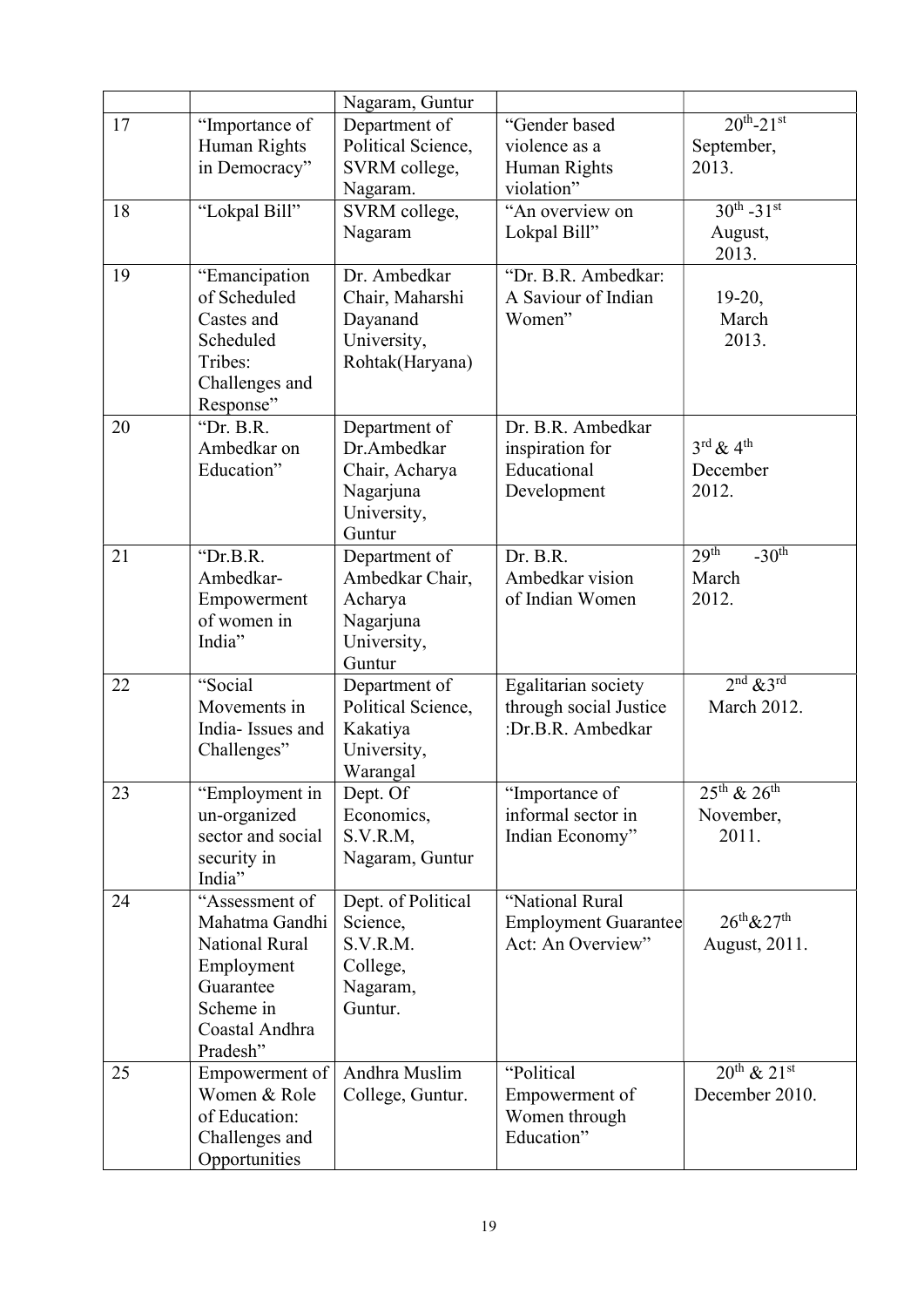| | | Nagaram, Guntur | | |
|---|---|---|---|---|
| 17 | "Importance of Human Rights in Democracy" | Department of Political Science, SVRM college, Nagaram. | "Gender based violence as a Human Rights violation" | $20^{th}$-$21^{st}$ September, 2013. |
| 18 | "Lokpal Bill" | SVRM college, Nagaram | "An overview on Lokpal Bill" | $30^{th}$ -$31^{st}$ August, 2013. |
| 19 | "Emancipation of Scheduled Castes and Scheduled Tribes: Challenges and Response" | Dr. Ambedkar Chair, Maharshi Dayanand University, Rohtak(Haryana) | "Dr. B.R. Ambedkar: A Saviour of Indian Women" | 19-20, March 2013. |
| 20 | "Dr. B.R. Ambedkar on Education" | Department of Dr.Ambedkar Chair, Acharya Nagarjuna University, Guntur | Dr. B.R. Ambedkar inspiration for Educational Development | $3^{rd}$ & $4^{th}$ December 2012. |
| 21 | "Dr.B.R. Ambedkar- Empowerment of women in India" | Department of Ambedkar Chair, Acharya Nagarjuna University, Guntur | Dr. B.R. Ambedkar vision of Indian Women | $29^{th}$ -$30^{th}$ March 2012. |
| 22 | "Social Movements in India- Issues and Challenges" | Department of Political Science, Kakatiya University, Warangal | Egalitarian society through social Justice :Dr.B.R. Ambedkar | $2^{nd}$ &$3^{rd}$ March 2012. |
| 23 | "Employment in un-organized sector and social security in India" | Dept. Of Economics, S.V.R.M, Nagaram, Guntur | "Importance of informal sector in Indian Economy" | $25^{th}$ & $26^{th}$ November, 2011. |
| 24 | "Assessment of Mahatma Gandhi National Rural Employment Guarantee Scheme in Coastal Andhra Pradesh" | Dept. of Political Science, S.V.R.M. College, Nagaram, Guntur. | "National Rural Employment Guarantee Act: An Overview" | $26^{th}$&$27^{th}$ August, 2011. |
| 25 | Empowerment of Women & Role of Education: Challenges and Opportunities | Andhra Muslim College, Guntur. | "Political Empowerment of Women through Education" | $20^{th}$ & $21^{st}$ December 2010. |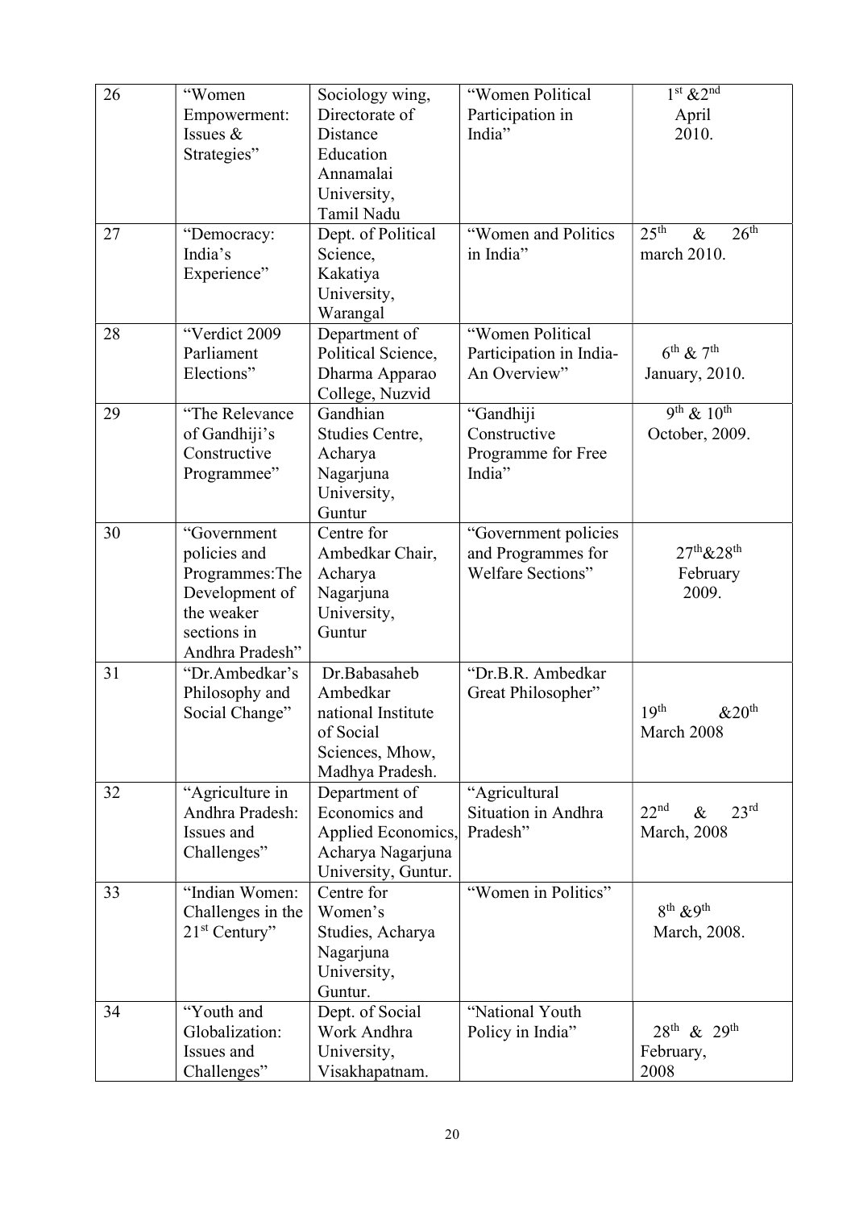| 26 | "Women Empowerment: Issues & Strategies" | Sociology wing, Directorate of Distance Education Annamalai University, Tamil Nadu | "Women Political Participation in India" | 1st & 2nd April 2010. |
|---|---|---|---|---|
| 27 | "Democracy: India's Experience" | Dept. of Political Science, Kakatiya University, Warangal | "Women and Politics in India" | 25th & 26th march 2010. |
| 28 | "Verdict 2009 Parliament Elections" | Department of Political Science, Dharma Apparao College, Nuzvid | "Women Political Participation in India- An Overview" | 6th & 7th January, 2010. |
| 29 | "The Relevance of Gandhiji's Constructive Programmee" | Gandhian Studies Centre, Acharya Nagarjuna University, Guntur | "Gandhiji Constructive Programme for Free India" | 9th & 10th October, 2009. |
| 30 | "Government policies and Programmes:The Development of the weaker sections in Andhra Pradesh" | Centre for Ambedkar Chair, Acharya Nagarjuna University, Guntur | "Government policies and Programmes for Welfare Sections" | 27th&28th February 2009. |
| 31 | "Dr.Ambedkar's Philosophy and Social Change" | Dr.Babasaheb Ambedkar national Institute of Social Sciences, Mhow, Madhya Pradesh. | "Dr.B.R. Ambedkar Great Philosopher" | 19th &20th March 2008 |
| 32 | "Agriculture in Andhra Pradesh: Issues and Challenges" | Department of Economics and Applied Economics, Acharya Nagarjuna University, Guntur. | "Agricultural Situation in Andhra Pradesh" | 22nd & 23rd March, 2008 |
| 33 | "Indian Women: Challenges in the 21st Century" | Centre for Women's Studies, Acharya Nagarjuna University, Guntur. | "Women in Politics" | 8th &9th March, 2008. |
| 34 | "Youth and Globalization: Issues and Challenges" | Dept. of Social Work Andhra University, Visakhapatnam. | "National Youth Policy in India" | 28th & 29th February, 2008 |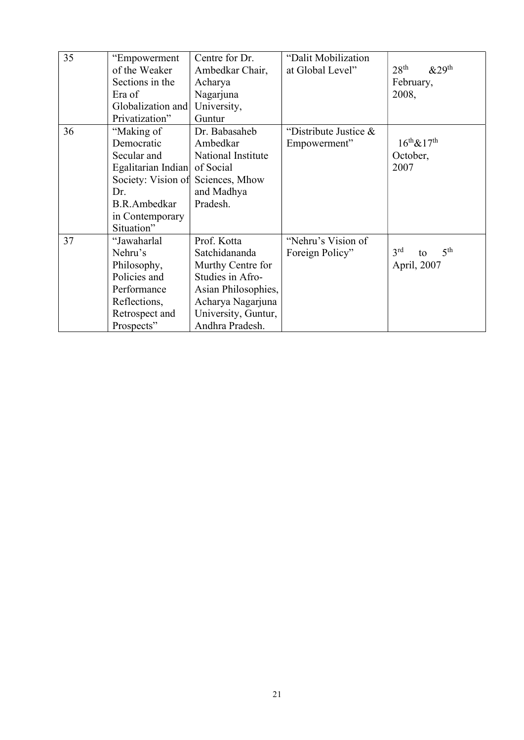| 35 | "Empowerment of the Weaker Sections in the Era of Globalization and Privatization" | Centre for Dr. Ambedkar Chair, Acharya Nagarjuna University, Guntur | "Dalit Mobilization at Global Level" | 28th &29th February, 2008, |
|---|---|---|---|---|
| 36 | "Making of Democratic Secular and Egalitarian Indian Society: Vision of Dr. B.R.Ambedkar in Contemporary Situation" | Dr. Babasaheb Ambedkar National Institute of Social Sciences, Mhow and Madhya Pradesh. | "Distribute Justice & Empowerment" | 16th&17th October, 2007 |
| 37 | "Jawaharlal Nehru's Philosophy, Policies and Performance Reflections, Retrospect and Prospects" | Prof. Kotta Satchidananda Murthy Centre for Studies in Afro-Asian Philosophies, Acharya Nagarjuna University, Guntur, Andhra Pradesh. | "Nehru's Vision of Foreign Policy" | 3rd to 5th April, 2007 |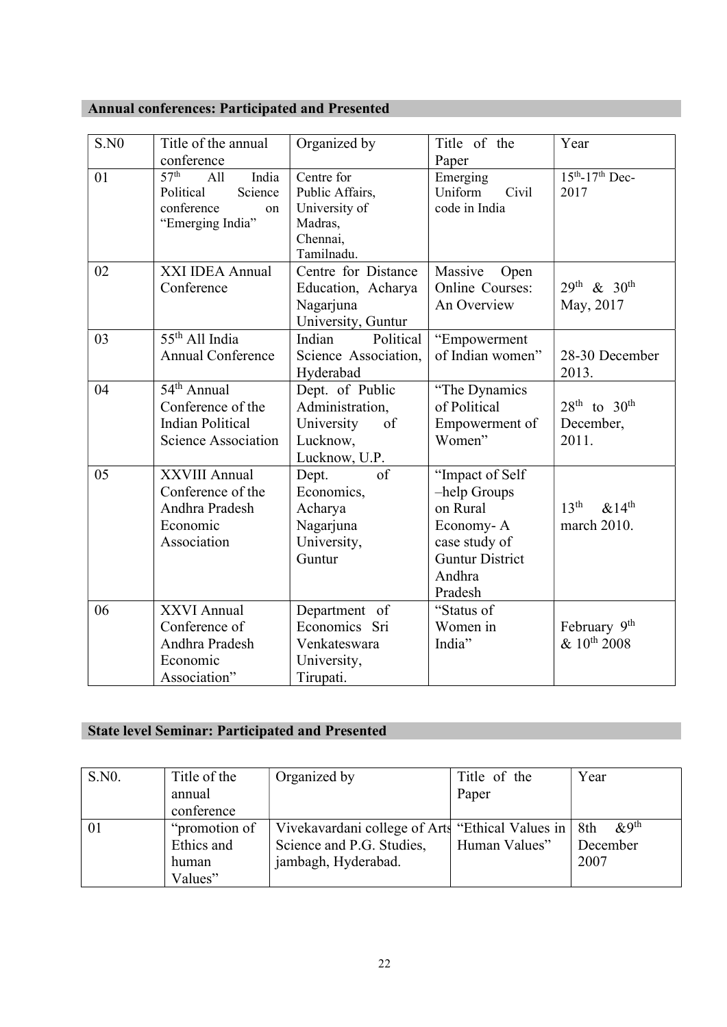## Annual conferences: Participated and Presented

| S.N0 | Title of the annual conference | Organized by | Title of the Paper | Year |
|---|---|---|---|---|
| 01 | 57th All India Political Science conference on "Emerging India" | Centre for Public Affairs, University of Madras, Chennai, Tamilnadu. | Emerging Uniform Civil code in India | 15th-17th Dec-2017 |
| 02 | XXI IDEA Annual Conference | Centre for Distance Education, Acharya Nagarjuna University, Guntur | Massive Open Online Courses: An Overview | 29th & 30th May, 2017 |
| 03 | 55th All India Annual Conference | Indian Political Science Association, Hyderabad | "Empowerment of Indian women" | 28-30 December 2013. |
| 04 | 54th Annual Conference of the Indian Political Science Association | Dept. of Public Administration, University of Lucknow, Lucknow, U.P. | "The Dynamics of Political Empowerment of Women" | 28th to 30th December, 2011. |
| 05 | XXVIII Annual Conference of the Andhra Pradesh Economic Association | Dept. of Economics, Acharya Nagarjuna University, Guntur | "Impact of Self –help Groups on Rural Economy- A case study of Guntur District Andhra Pradesh | 13th &14th march 2010. |
| 06 | XXVI Annual Conference of Andhra Pradesh Economic Association" | Department of Economics Sri Venkateswara University, Tirupati. | "Status of Women in India" | February 9th & 10th 2008 |

## State level Seminar: Participated and Presented

| S.N0. | Title of the annual conference | Organized by | Title of the Paper | Year |
|---|---|---|---|---|
| 01 | "promotion of Ethics and human Values" | Vivekavardani college of Arts Science and P.G. Studies, jambagh, Hyderabad. | "Ethical Values in Human Values" | 8th &9th December 2007 |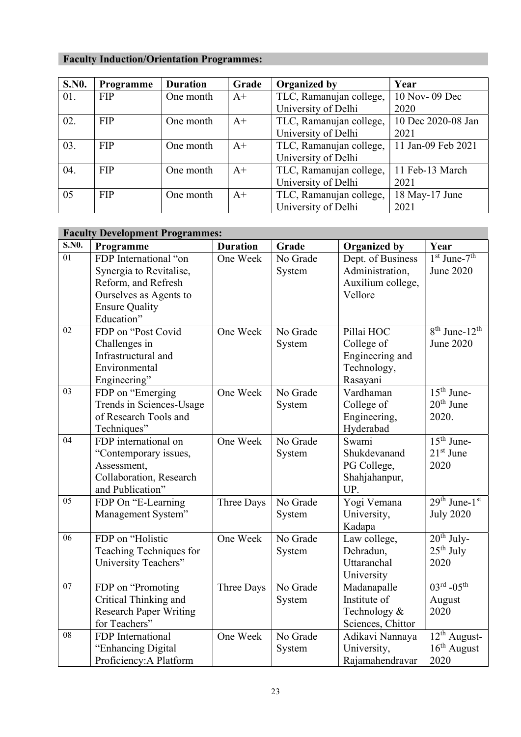## Faculty Induction/Orientation Programmes:

| S.N0. | Programme | Duration | Grade | Organized by | Year |
|---|---|---|---|---|---|
| 01. | FIP | One month | A+ | TLC, Ramanujan college, University of Delhi | 10 Nov- 09 Dec 2020 |
| 02. | FIP | One month | A+ | TLC, Ramanujan college, University of Delhi | 10 Dec 2020-08 Jan 2021 |
| 03. | FIP | One month | A+ | TLC, Ramanujan college, University of Delhi | 11 Jan-09 Feb 2021 |
| 04. | FIP | One month | A+ | TLC, Ramanujan college, University of Delhi | 11 Feb-13 March 2021 |
| 05 | FIP | One month | A+ | TLC, Ramanujan college, University of Delhi | 18 May-17 June 2021 |

## Faculty Development Programmes:

| S.N0. | Programme | Duration | Grade | Organized by | Year |
|---|---|---|---|---|---|
| 01 | FDP International "on Synergia to Revitalise, Reform, and Refresh Ourselves as Agents to Ensure Quality Education" | One Week | No Grade System | Dept. of Business Administration, Auxilium college, Vellore | 1st June-7th June 2020 |
| 02 | FDP on "Post Covid Challenges in Infrastructural and Environmental Engineering" | One Week | No Grade System | Pillai HOC College of Engineering and Technology, Rasayani | 8th June-12th June 2020 |
| 03 | FDP on "Emerging Trends in Sciences-Usage of Research Tools and Techniques" | One Week | No Grade System | Vardhaman College of Engineering, Hyderabad | 15th June-20th June 2020. |
| 04 | FDP international on "Contemporary issues, Assessment, Collaboration, Research and Publication" | One Week | No Grade System | Swami Shukdevanand PG College, Shahjahanpur, UP. | 15th June-21st June 2020 |
| 05 | FDP On "E-Learning Management System" | Three Days | No Grade System | Yogi Vemana University, Kadapa | 29th June-1st July 2020 |
| 06 | FDP on "Holistic Teaching Techniques for University Teachers" | One Week | No Grade System | Law college, Dehradun, Uttaranchal University | 20th July-25th July 2020 |
| 07 | FDP on "Promoting Critical Thinking and Research Paper Writing for Teachers" | Three Days | No Grade System | Madanapalle Institute of Technology & Sciences, Chittor | 03rd -05th August 2020 |
| 08 | FDP International "Enhancing Digital Proficiency:A Platform | One Week | No Grade System | Adikavi Nannaya University, Rajamahendravar | 12th August-16th August 2020 |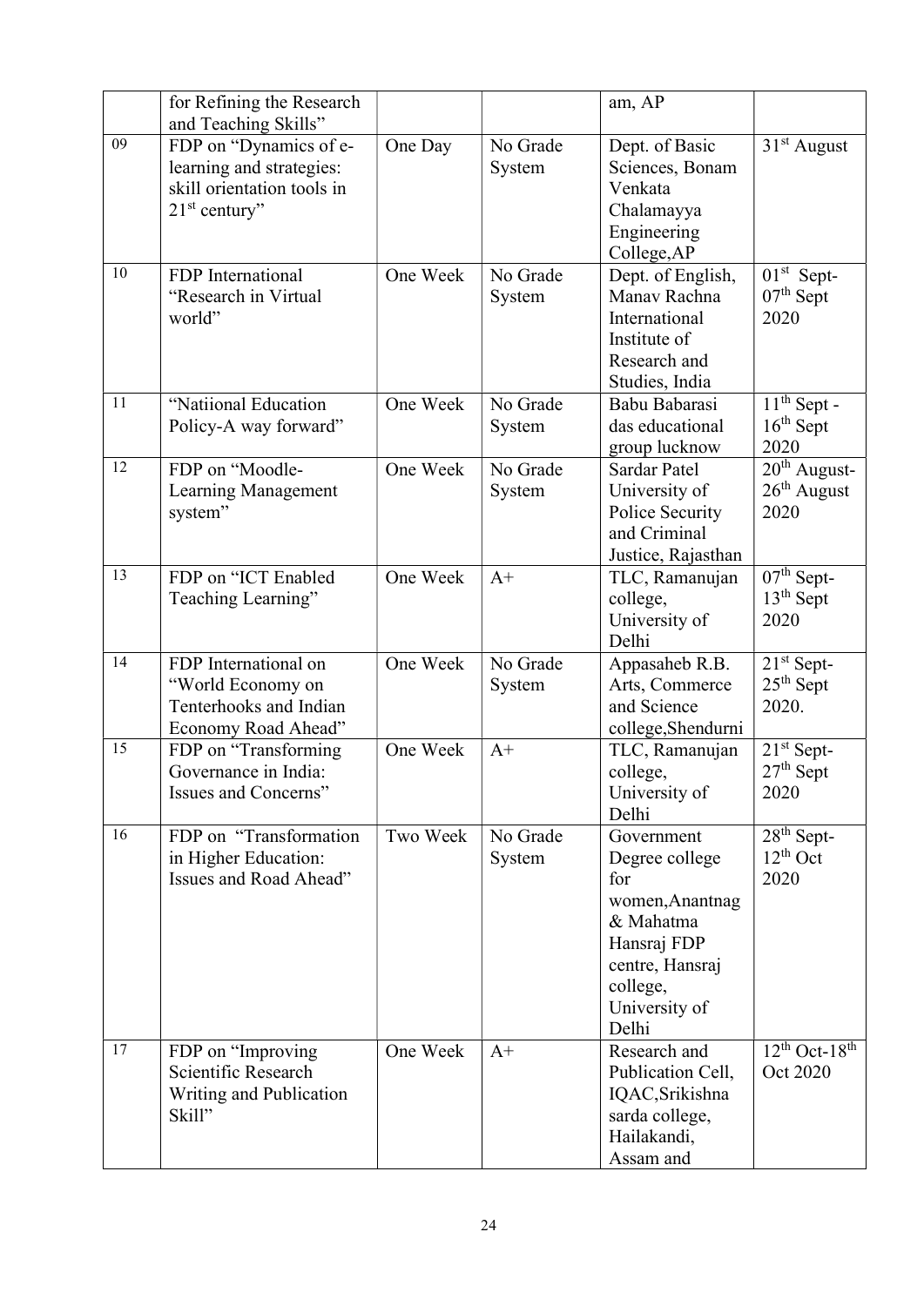| | for Refining the Research and Teaching Skills" | | | am, AP | |
|---|---|---|---|---|---|
| 09 | FDP on "Dynamics of e-learning and strategies: skill orientation tools in 21st century" | One Day | No Grade System | Dept. of Basic Sciences, Bonam Venkata Chalamayya Engineering College,AP | 31st August |
| 10 | FDP International "Research in Virtual world" | One Week | No Grade System | Dept. of English, Manav Rachna International Institute of Research and Studies, India | 01st Sept-07th Sept 2020 |
| 11 | "Natiional Education Policy-A way forward" | One Week | No Grade System | Babu Babarasi das educational group lucknow | 11th Sept - 16th Sept 2020 |
| 12 | FDP on "Moodle-Learning Management system" | One Week | No Grade System | Sardar Patel University of Police Security and Criminal Justice, Rajasthan | 20th August-26th August 2020 |
| 13 | FDP on "ICT Enabled Teaching Learning" | One Week | A+ | TLC, Ramanujan college, University of Delhi | 07th Sept-13th Sept 2020 |
| 14 | FDP International on "World Economy on Tenterhooks and Indian Economy Road Ahead" | One Week | No Grade System | Appasaheb R.B. Arts, Commerce and Science college,Shendurni | 21st Sept-25th Sept 2020. |
| 15 | FDP on "Transforming Governance in India: Issues and Concerns" | One Week | A+ | TLC, Ramanujan college, University of Delhi | 21st Sept-27th Sept 2020 |
| 16 | FDP on "Transformation in Higher Education: Issues and Road Ahead" | Two Week | No Grade System | Government Degree college for women,Anantnag & Mahatma Hansraj FDP centre, Hansraj college, University of Delhi | 28th Sept-12th Oct 2020 |
| 17 | FDP on "Improving Scientific Research Writing and Publication Skill" | One Week | A+ | Research and Publication Cell, IQAC,Srikishna sarda college, Hailakandi, Assam and | 12th Oct-18th Oct 2020 |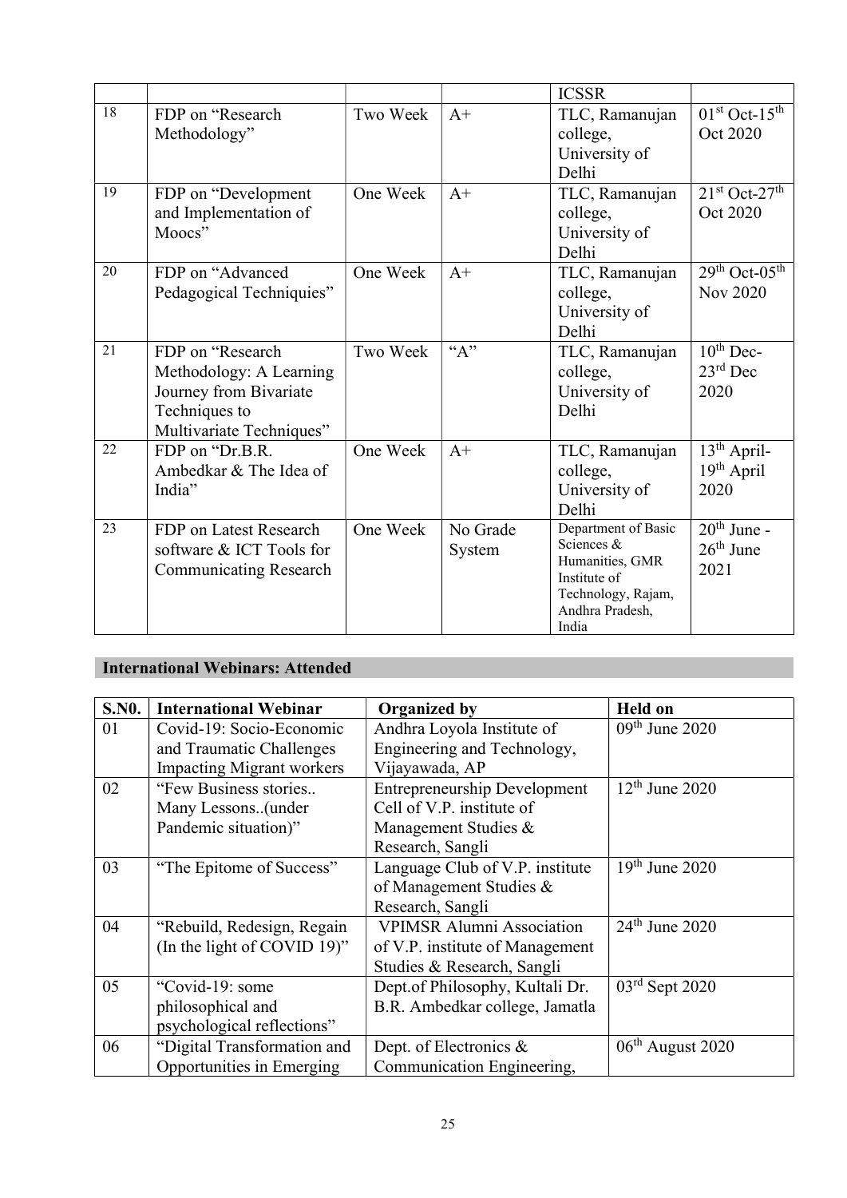| | | | | ICSSR | |
|---|---|---|---|---|---|
| 18 | FDP on "Research Methodology" | Two Week | A+ | TLC, Ramanujan college, University of Delhi | 01st Oct-15th Oct 2020 |
| 19 | FDP on "Development and Implementation of Moocs" | One Week | A+ | TLC, Ramanujan college, University of Delhi | 21st Oct-27th Oct 2020 |
| 20 | FDP on "Advanced Pedagogical Techniquies" | One Week | A+ | TLC, Ramanujan college, University of Delhi | 29th Oct-05th Nov 2020 |
| 21 | FDP on "Research Methodology: A Learning Journey from Bivariate Techniques to Multivariate Techniques" | Two Week | "A" | TLC, Ramanujan college, University of Delhi | 10th Dec-23rd Dec 2020 |
| 22 | FDP on "Dr.B.R. Ambedkar & The Idea of India" | One Week | A+ | TLC, Ramanujan college, University of Delhi | 13th April-19th April 2020 |
| 23 | FDP on Latest Research software & ICT Tools for Communicating Research | One Week | No Grade System | Department of Basic Sciences & Humanities, GMR Institute of Technology, Rajam, Andhra Pradesh, India | 20th June - 26th June 2021 |

## International Webinars: Attended

| S.N0. | International Webinar | Organized by | Held on |
|---|---|---|---|
| 01 | Covid-19: Socio-Economic and Traumatic Challenges Impacting Migrant workers | Andhra Loyola Institute of Engineering and Technology, Vijayawada, AP | 09th June 2020 |
| 02 | "Few Business stories.. Many Lessons..(under Pandemic situation)" | Entrepreneurship Development Cell of V.P. institute of Management Studies & Research, Sangli | 12th June 2020 |
| 03 | "The Epitome of Success" | Language Club of V.P. institute of Management Studies & Research, Sangli | 19th June 2020 |
| 04 | "Rebuild, Redesign, Regain (In the light of COVID 19)" | VPIMSR Alumni Association of V.P. institute of Management Studies & Research, Sangli | 24th June 2020 |
| 05 | "Covid-19: some philosophical and psychological reflections" | Dept.of Philosophy, Kultali Dr. B.R. Ambedkar college, Jamatla | 03rd Sept 2020 |
| 06 | "Digital Transformation and Opportunities in Emerging | Dept. of Electronics & Communication Engineering, | 06th August 2020 |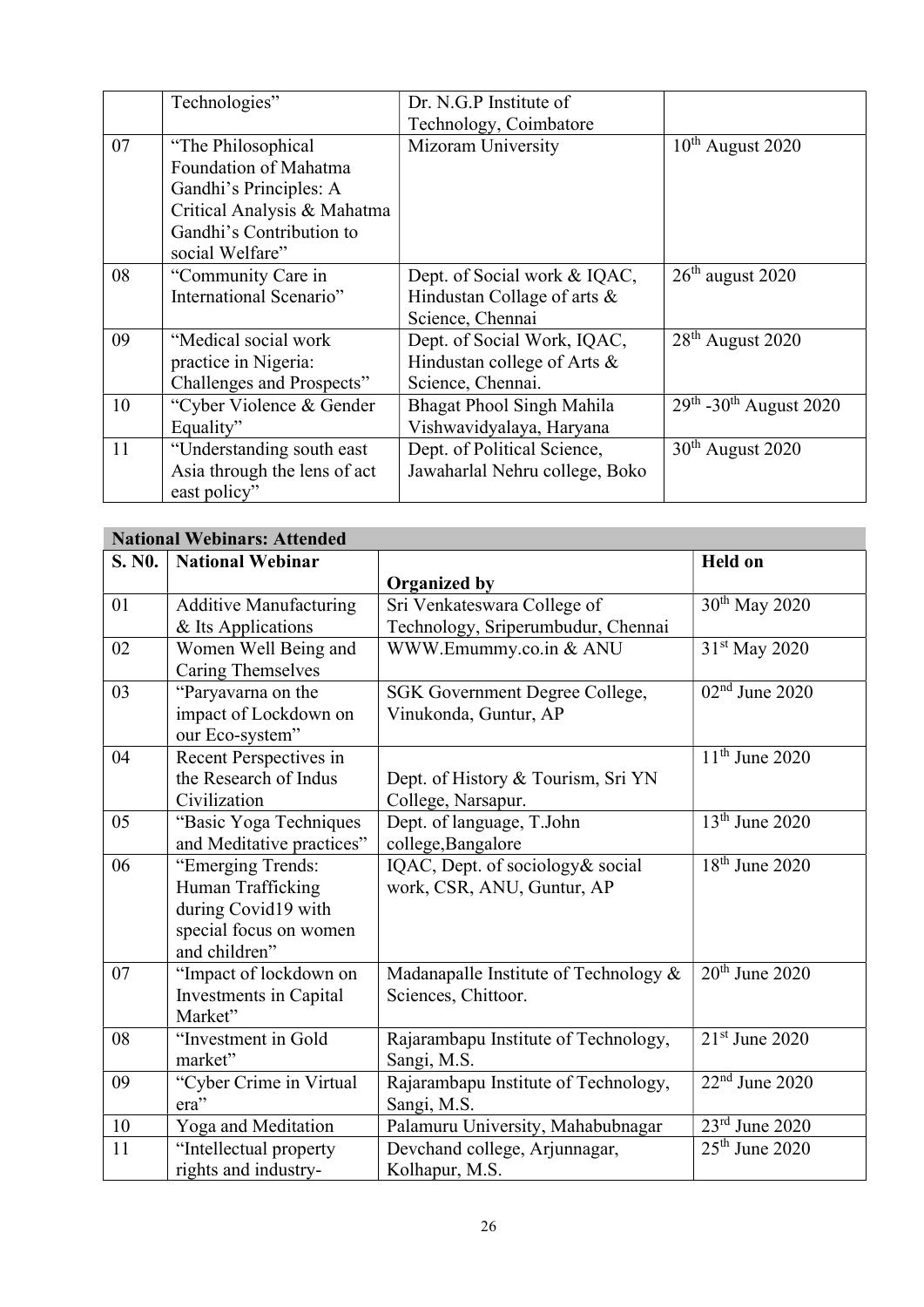|  | Technologies" | Dr. N.G.P Institute of Technology, Coimbatore |  |
|---|---|---|---|
| 07 | "The Philosophical Foundation of Mahatma Gandhi's Principles: A Critical Analysis & Mahatma Gandhi's Contribution to social Welfare" | Mizoram University | 10th August 2020 |
| 08 | "Community Care in International Scenario" | Dept. of Social work & IQAC, Hindustan Collage of arts & Science, Chennai | 26th august 2020 |
| 09 | "Medical social work practice in Nigeria: Challenges and Prospects" | Dept. of Social Work, IQAC, Hindustan college of Arts & Science, Chennai. | 28th August 2020 |
| 10 | "Cyber Violence & Gender Equality" | Bhagat Phool Singh Mahila Vishwavidyalaya, Haryana | 29th -30th August 2020 |
| 11 | "Understanding south east Asia through the lens of act east policy" | Dept. of Political Science, Jawaharlal Nehru college, Boko | 30th August 2020 |

**National Webinars: Attended**

| S. N0. | National Webinar | Organized by | Held on |
|---|---|---|---|
| 01 | Additive Manufacturing & Its Applications | Sri Venkateswara College of Technology, Sriperumbudur, Chennai | 30th May 2020 |
| 02 | Women Well Being and Caring Themselves | WWW.Emummy.co.in & ANU | 31st May 2020 |
| 03 | "Paryavarna on the impact of Lockdown on our Eco-system" | SGK Government Degree College, Vinukonda, Guntur, AP | 02nd June 2020 |
| 04 | Recent Perspectives in the Research of Indus Civilization | Dept. of History & Tourism, Sri YN College, Narsapur. | 11th June 2020 |
| 05 | "Basic Yoga Techniques and Meditative practices" | Dept. of language, T.John college,Bangalore | 13th June 2020 |
| 06 | "Emerging Trends: Human Trafficking during Covid19 with special focus on women and children" | IQAC, Dept. of sociology& social work, CSR, ANU, Guntur, AP | 18th June 2020 |
| 07 | "Impact of lockdown on Investments in Capital Market" | Madanapalle Institute of Technology & Sciences, Chittoor. | 20th June 2020 |
| 08 | "Investment in Gold market" | Rajarambapu Institute of Technology, Sangi, M.S. | 21st June 2020 |
| 09 | "Cyber Crime in Virtual era" | Rajarambapu Institute of Technology, Sangi, M.S. | 22nd June 2020 |
| 10 | Yoga and Meditation | Palamuru University, Mahabubnagar | 23rd June 2020 |
| 11 | "Intellectual property rights and industry- | Devchand college, Arjunnagar, Kolhapur, M.S. | 25th June 2020 |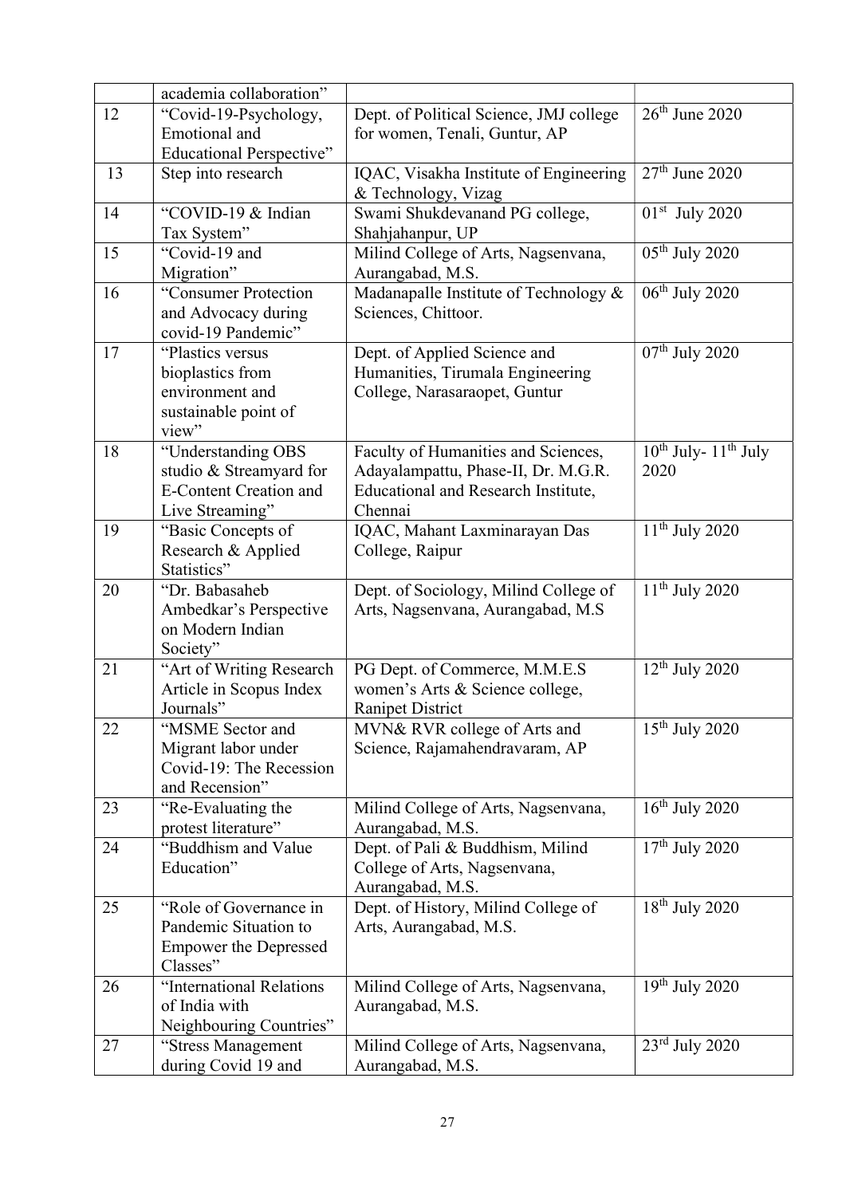|  | academia collaboration" |  |  |
|---|---|---|---|
| 12 | "Covid-19-Psychology, Emotional and Educational Perspective" | Dept. of Political Science, JMJ college for women, Tenali, Guntur, AP | 26th June 2020 |
| 13 | Step into research | IQAC, Visakha Institute of Engineering & Technology, Vizag | 27th June 2020 |
| 14 | "COVID-19 & Indian Tax System" | Swami Shukdevanand PG college, Shahjahanpur, UP | 01st July 2020 |
| 15 | "Covid-19 and Migration" | Milind College of Arts, Nagsenvana, Aurangabad, M.S. | 05th July 2020 |
| 16 | "Consumer Protection and Advocacy during covid-19 Pandemic" | Madanapalle Institute of Technology & Sciences, Chittoor. | 06th July 2020 |
| 17 | "Plastics versus bioplastics from environment and sustainable point of view" | Dept. of Applied Science and Humanities, Tirumala Engineering College, Narasaraopet, Guntur | 07th July 2020 |
| 18 | "Understanding OBS studio & Streamyard for E-Content Creation and Live Streaming" | Faculty of Humanities and Sciences, Adayalampattu, Phase-II, Dr. M.G.R. Educational and Research Institute, Chennai | 10th July- 11th July 2020 |
| 19 | "Basic Concepts of Research & Applied Statistics" | IQAC, Mahant Laxminarayan Das College, Raipur | 11th July 2020 |
| 20 | "Dr. Babasaheb Ambedkar's Perspective on Modern Indian Society" | Dept. of Sociology, Milind College of Arts, Nagsenvana, Aurangabad, M.S | 11th July 2020 |
| 21 | "Art of Writing Research Article in Scopus Index Journals" | PG Dept. of Commerce, M.M.E.S women's Arts & Science college, Ranipet District | 12th July 2020 |
| 22 | "MSME Sector and Migrant labor under Covid-19: The Recession and Recension" | MVN& RVR college of Arts and Science, Rajamahendravaram, AP | 15th July 2020 |
| 23 | "Re-Evaluating the protest literature" | Milind College of Arts, Nagsenvana, Aurangabad, M.S. | 16th July 2020 |
| 24 | "Buddhism and Value Education" | Dept. of Pali & Buddhism, Milind College of Arts, Nagsenvana, Aurangabad, M.S. | 17th July 2020 |
| 25 | "Role of Governance in Pandemic Situation to Empower the Depressed Classes" | Dept. of History, Milind College of Arts, Aurangabad, M.S. | 18th July 2020 |
| 26 | "International Relations of India with Neighbouring Countries" | Milind College of Arts, Nagsenvana, Aurangabad, M.S. | 19th July 2020 |
| 27 | "Stress Management during Covid 19 and | Milind College of Arts, Nagsenvana, Aurangabad, M.S. | 23rd July 2020 |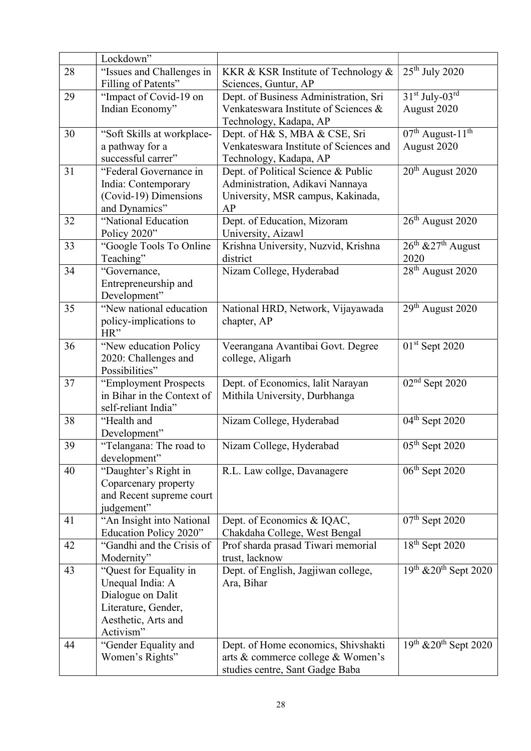| | Lockdown" | | |
|---|---|---|---|
| 28 | "Issues and Challenges in Filling of Patents" | KKR & KSR Institute of Technology & Sciences, Guntur, AP | 25th July 2020 |
| 29 | "Impact of Covid-19 on Indian Economy" | Dept. of Business Administration, Sri Venkateswara Institute of Sciences & Technology, Kadapa, AP | 31st July-03rd August 2020 |
| 30 | "Soft Skills at workplace-a pathway for a successful carrer" | Dept. of H& S, MBA & CSE, Sri Venkateswara Institute of Sciences and Technology, Kadapa, AP | 07th August-11th August 2020 |
| 31 | "Federal Governance in India: Contemporary (Covid-19) Dimensions and Dynamics" | Dept. of Political Science & Public Administration, Adikavi Nannaya University, MSR campus, Kakinada, AP | 20th August 2020 |
| 32 | "National Education Policy 2020" | Dept. of Education, Mizoram University, Aizawl | 26th August 2020 |
| 33 | "Google Tools To Online Teaching" | Krishna University, Nuzvid, Krishna district | 26th &27th August 2020 |
| 34 | "Governance, Entrepreneurship and Development" | Nizam College, Hyderabad | 28th August 2020 |
| 35 | "New national education policy-implications to HR" | National HRD, Network, Vijayawada chapter, AP | 29th August 2020 |
| 36 | "New education Policy 2020: Challenges and Possibilities" | Veerangana Avantibai Govt. Degree college, Aligarh | 01st Sept 2020 |
| 37 | "Employment Prospects in Bihar in the Context of self-reliant India" | Dept. of Economics, lalit Narayan Mithila University, Durbhanga | 02nd Sept 2020 |
| 38 | "Health and Development" | Nizam College, Hyderabad | 04th Sept 2020 |
| 39 | "Telangana: The road to development" | Nizam College, Hyderabad | 05th Sept 2020 |
| 40 | "Daughter's Right in Coparcenary property and Recent supreme court judgement" | R.L. Law collge, Davanagere | 06th Sept 2020 |
| 41 | "An Insight into National Education Policy 2020" | Dept. of Economics & IQAC, Chakdaha College, West Bengal | 07th Sept 2020 |
| 42 | "Gandhi and the Crisis of Modernity" | Prof sharda prasad Tiwari memorial trust, lacknow | 18th Sept 2020 |
| 43 | "Quest for Equality in Unequal India: A Dialogue on Dalit Literature, Gender, Aesthetic, Arts and Activism" | Dept. of English, Jagjiwan college, Ara, Bihar | 19th &20th Sept 2020 |
| 44 | "Gender Equality and Women's Rights" | Dept. of Home economics, Shivshakti arts & commerce college & Women's studies centre, Sant Gadge Baba | 19th &20th Sept 2020 |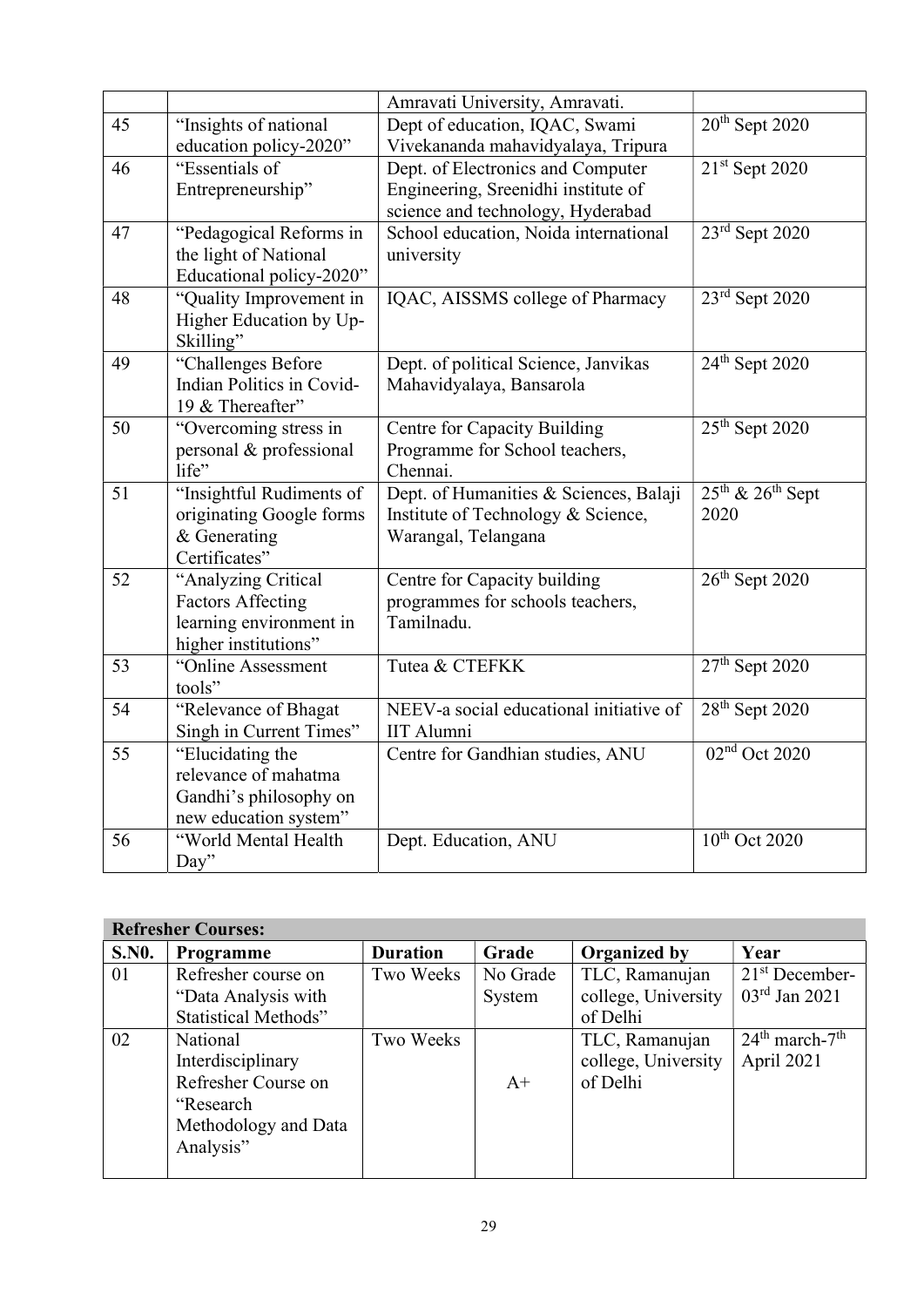| | | Amravati University, Amravati. | |
|---|---|---|---|
| 45 | "Insights of national education policy-2020" | Dept of education, IQAC, Swami Vivekananda mahavidyalaya, Tripura | 20th Sept 2020 |
| 46 | "Essentials of Entrepreneurship" | Dept. of Electronics and Computer Engineering, Sreenidhi institute of science and technology, Hyderabad | 21st Sept 2020 |
| 47 | "Pedagogical Reforms in the light of National Educational policy-2020" | School education, Noida international university | 23rd Sept 2020 |
| 48 | "Quality Improvement in Higher Education by Up-Skilling" | IQAC, AISSMS college of Pharmacy | 23rd Sept 2020 |
| 49 | "Challenges Before Indian Politics in Covid-19 & Thereafter" | Dept. of political Science, Janvikas Mahavidyalaya, Bansarola | 24th Sept 2020 |
| 50 | "Overcoming stress in personal & professional life" | Centre for Capacity Building Programme for School teachers, Chennai. | 25th Sept 2020 |
| 51 | "Insightful Rudiments of originating Google forms & Generating Certificates" | Dept. of Humanities & Sciences, Balaji Institute of Technology & Science, Warangal, Telangana | 25th & 26th Sept 2020 |
| 52 | "Analyzing Critical Factors Affecting learning environment in higher institutions" | Centre for Capacity building programmes for schools teachers, Tamilnadu. | 26th Sept 2020 |
| 53 | "Online Assessment tools" | Tutea & CTEFKK | 27th Sept 2020 |
| 54 | "Relevance of Bhagat Singh in Current Times" | NEEV-a social educational initiative of IIT Alumni | 28th Sept 2020 |
| 55 | "Elucidating the relevance of mahatma Gandhi's philosophy on new education system" | Centre for Gandhian studies, ANU | 02nd Oct 2020 |
| 56 | "World Mental Health Day" | Dept. Education, ANU | 10th Oct 2020 |

**Refresher Courses:**

| S.N0. | Programme | Duration | Grade | Organized by | Year |
|---|---|---|---|---|---|
| 01 | Refresher course on "Data Analysis with Statistical Methods" | Two Weeks | No Grade System | TLC, Ramanujan college, University of Delhi | 21st December-03rd Jan 2021 |
| 02 | National Interdisciplinary Refresher Course on "Research Methodology and Data Analysis" | Two Weeks | A+ | TLC, Ramanujan college, University of Delhi | 24th march-7th April 2021 |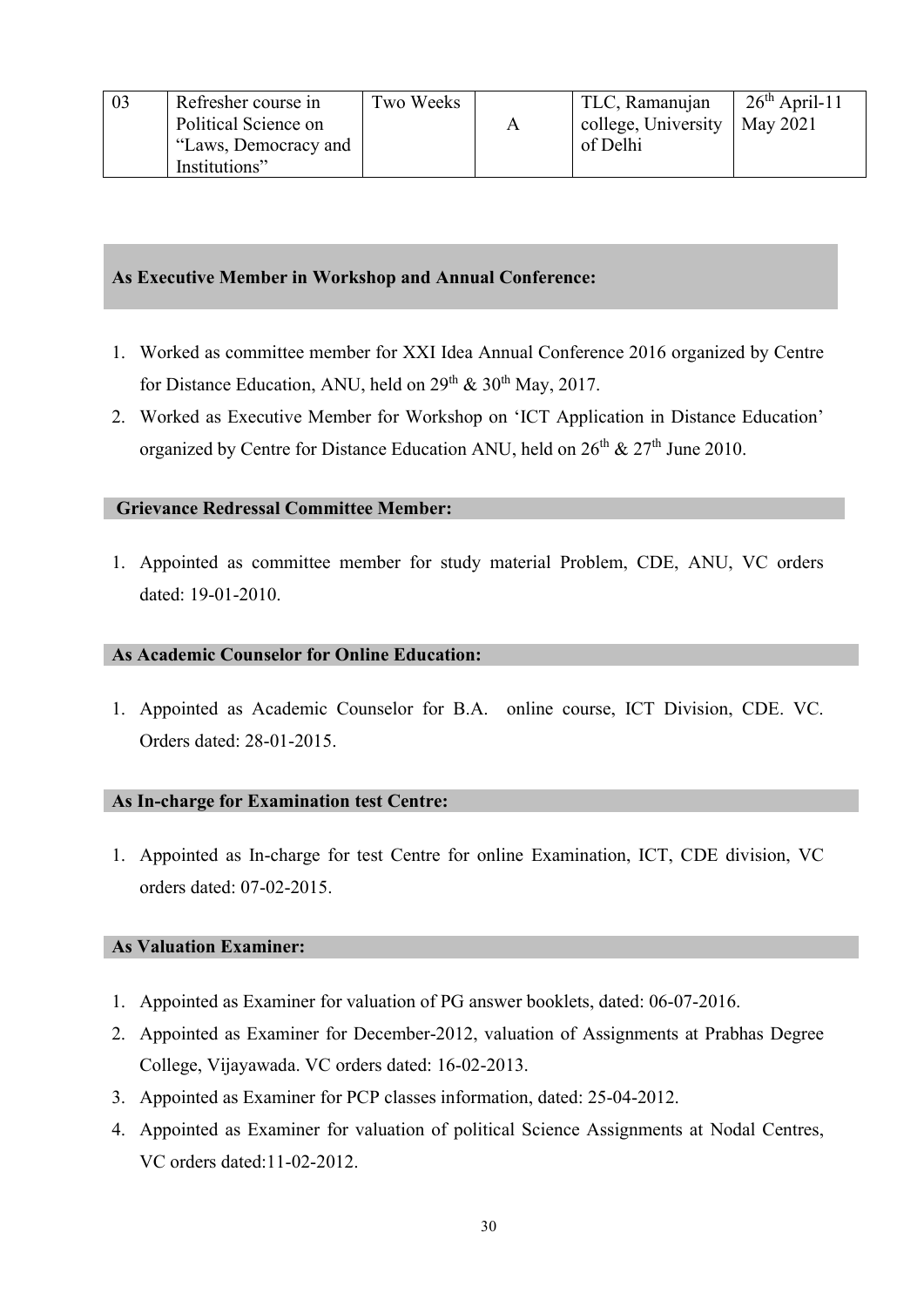| 03 | Refresher course in Political Science on "Laws, Democracy and Institutions" | Two Weeks | A | TLC, Ramanujan college, University of Delhi | 26th April-11 May 2021 |
|---|---|---|---|---|---|

## As Executive Member in Workshop and Annual Conference:

1. Worked as committee member for XXI Idea Annual Conference 2016 organized by Centre for Distance Education, ANU, held on 29th & 30th May, 2017.
2. Worked as Executive Member for Workshop on 'ICT Application in Distance Education' organized by Centre for Distance Education ANU, held on 26th & 27th June 2010.

## Grievance Redressal Committee Member:

1. Appointed as committee member for study material Problem, CDE, ANU, VC orders dated: 19-01-2010.

## As Academic Counselor for Online Education:

1. Appointed as Academic Counselor for B.A. online course, ICT Division, CDE. VC. Orders dated: 28-01-2015.

## As In-charge for Examination test Centre:

1. Appointed as In-charge for test Centre for online Examination, ICT, CDE division, VC orders dated: 07-02-2015.

## As Valuation Examiner:

1. Appointed as Examiner for valuation of PG answer booklets, dated: 06-07-2016.
2. Appointed as Examiner for December-2012, valuation of Assignments at Prabhas Degree College, Vijayawada. VC orders dated: 16-02-2013.
3. Appointed as Examiner for PCP classes information, dated: 25-04-2012.
4. Appointed as Examiner for valuation of political Science Assignments at Nodal Centres, VC orders dated:11-02-2012.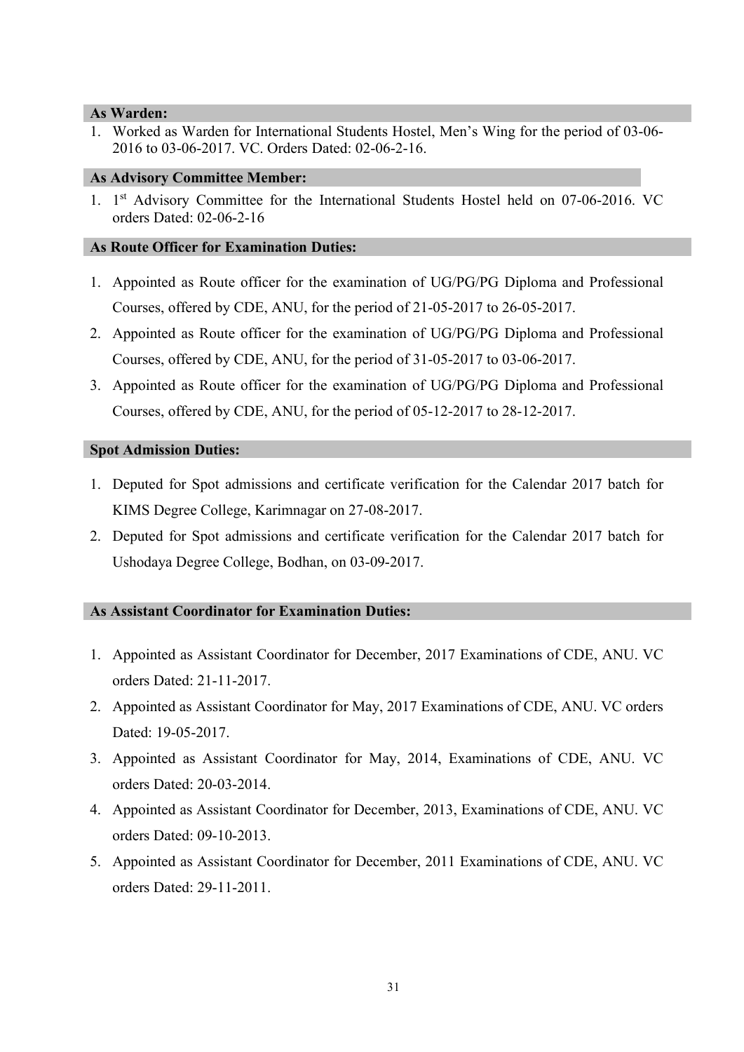### As Warden:

1. Worked as Warden for International Students Hostel, Men's Wing for the period of 03-06-2016 to 03-06-2017. VC. Orders Dated: 02-06-2-16.

### As Advisory Committee Member:

1. 1st Advisory Committee for the International Students Hostel held on 07-06-2016. VC orders Dated: 02-06-2-16

### As Route Officer for Examination Duties:

1. Appointed as Route officer for the examination of UG/PG/PG Diploma and Professional Courses, offered by CDE, ANU, for the period of 21-05-2017 to 26-05-2017.
2. Appointed as Route officer for the examination of UG/PG/PG Diploma and Professional Courses, offered by CDE, ANU, for the period of 31-05-2017 to 03-06-2017.
3. Appointed as Route officer for the examination of UG/PG/PG Diploma and Professional Courses, offered by CDE, ANU, for the period of 05-12-2017 to 28-12-2017.

### Spot Admission Duties:

1. Deputed for Spot admissions and certificate verification for the Calendar 2017 batch for KIMS Degree College, Karimnagar on 27-08-2017.
2. Deputed for Spot admissions and certificate verification for the Calendar 2017 batch for Ushodaya Degree College, Bodhan, on 03-09-2017.

### As Assistant Coordinator for Examination Duties:

1. Appointed as Assistant Coordinator for December, 2017 Examinations of CDE, ANU. VC orders Dated: 21-11-2017.
2. Appointed as Assistant Coordinator for May, 2017 Examinations of CDE, ANU. VC orders Dated: 19-05-2017.
3. Appointed as Assistant Coordinator for May, 2014, Examinations of CDE, ANU. VC orders Dated: 20-03-2014.
4. Appointed as Assistant Coordinator for December, 2013, Examinations of CDE, ANU. VC orders Dated: 09-10-2013.
5. Appointed as Assistant Coordinator for December, 2011 Examinations of CDE, ANU. VC orders Dated: 29-11-2011.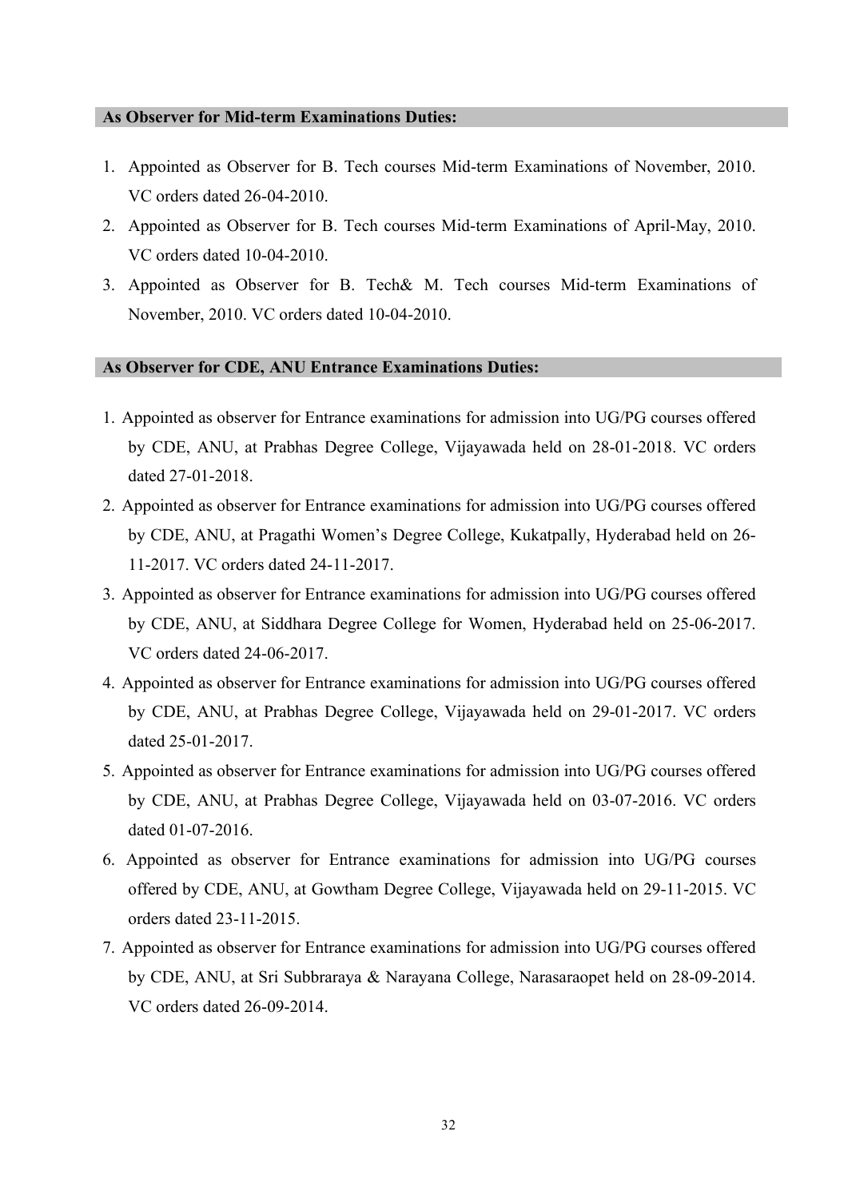### As Observer for Mid-term Examinations Duties:

1. Appointed as Observer for B. Tech courses Mid-term Examinations of November, 2010. VC orders dated 26-04-2010.
2. Appointed as Observer for B. Tech courses Mid-term Examinations of April-May, 2010. VC orders dated 10-04-2010.
3. Appointed as Observer for B. Tech& M. Tech courses Mid-term Examinations of November, 2010. VC orders dated 10-04-2010.

### As Observer for CDE, ANU Entrance Examinations Duties:

1. Appointed as observer for Entrance examinations for admission into UG/PG courses offered by CDE, ANU, at Prabhas Degree College, Vijayawada held on 28-01-2018. VC orders dated 27-01-2018.
2. Appointed as observer for Entrance examinations for admission into UG/PG courses offered by CDE, ANU, at Pragathi Women's Degree College, Kukatpally, Hyderabad held on 26-11-2017. VC orders dated 24-11-2017.
3. Appointed as observer for Entrance examinations for admission into UG/PG courses offered by CDE, ANU, at Siddhara Degree College for Women, Hyderabad held on 25-06-2017. VC orders dated 24-06-2017.
4. Appointed as observer for Entrance examinations for admission into UG/PG courses offered by CDE, ANU, at Prabhas Degree College, Vijayawada held on 29-01-2017. VC orders dated 25-01-2017.
5. Appointed as observer for Entrance examinations for admission into UG/PG courses offered by CDE, ANU, at Prabhas Degree College, Vijayawada held on 03-07-2016. VC orders dated 01-07-2016.
6. Appointed as observer for Entrance examinations for admission into UG/PG courses offered by CDE, ANU, at Gowtham Degree College, Vijayawada held on 29-11-2015. VC orders dated 23-11-2015.
7. Appointed as observer for Entrance examinations for admission into UG/PG courses offered by CDE, ANU, at Sri Subbraraya & Narayana College, Narasaraopet held on 28-09-2014. VC orders dated 26-09-2014.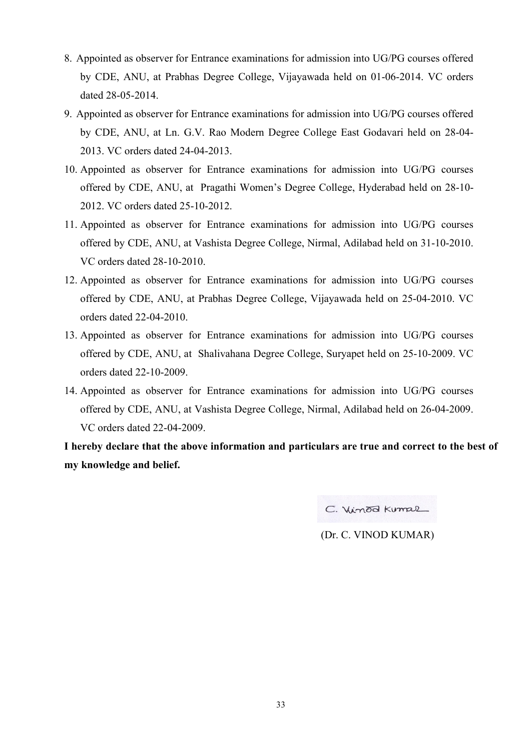8. Appointed as observer for Entrance examinations for admission into UG/PG courses offered by CDE, ANU, at Prabhas Degree College, Vijayawada held on 01-06-2014. VC orders dated 28-05-2014.
9. Appointed as observer for Entrance examinations for admission into UG/PG courses offered by CDE, ANU, at Ln. G.V. Rao Modern Degree College East Godavari held on 28-04-2013. VC orders dated 24-04-2013.
10. Appointed as observer for Entrance examinations for admission into UG/PG courses offered by CDE, ANU, at Pragathi Women's Degree College, Hyderabad held on 28-10-2012. VC orders dated 25-10-2012.
11. Appointed as observer for Entrance examinations for admission into UG/PG courses offered by CDE, ANU, at Vashista Degree College, Nirmal, Adilabad held on 31-10-2010. VC orders dated 28-10-2010.
12. Appointed as observer for Entrance examinations for admission into UG/PG courses offered by CDE, ANU, at Prabhas Degree College, Vijayawada held on 25-04-2010. VC orders dated 22-04-2010.
13. Appointed as observer for Entrance examinations for admission into UG/PG courses offered by CDE, ANU, at Shalivahana Degree College, Suryapet held on 25-10-2009. VC orders dated 22-10-2009.
14. Appointed as observer for Entrance examinations for admission into UG/PG courses offered by CDE, ANU, at Vashista Degree College, Nirmal, Adilabad held on 26-04-2009. VC orders dated 22-04-2009.

**I hereby declare that the above information and particulars are true and correct to the best of my knowledge and belief.**

C. Vinod Kumar

(Dr. C. VINOD KUMAR)